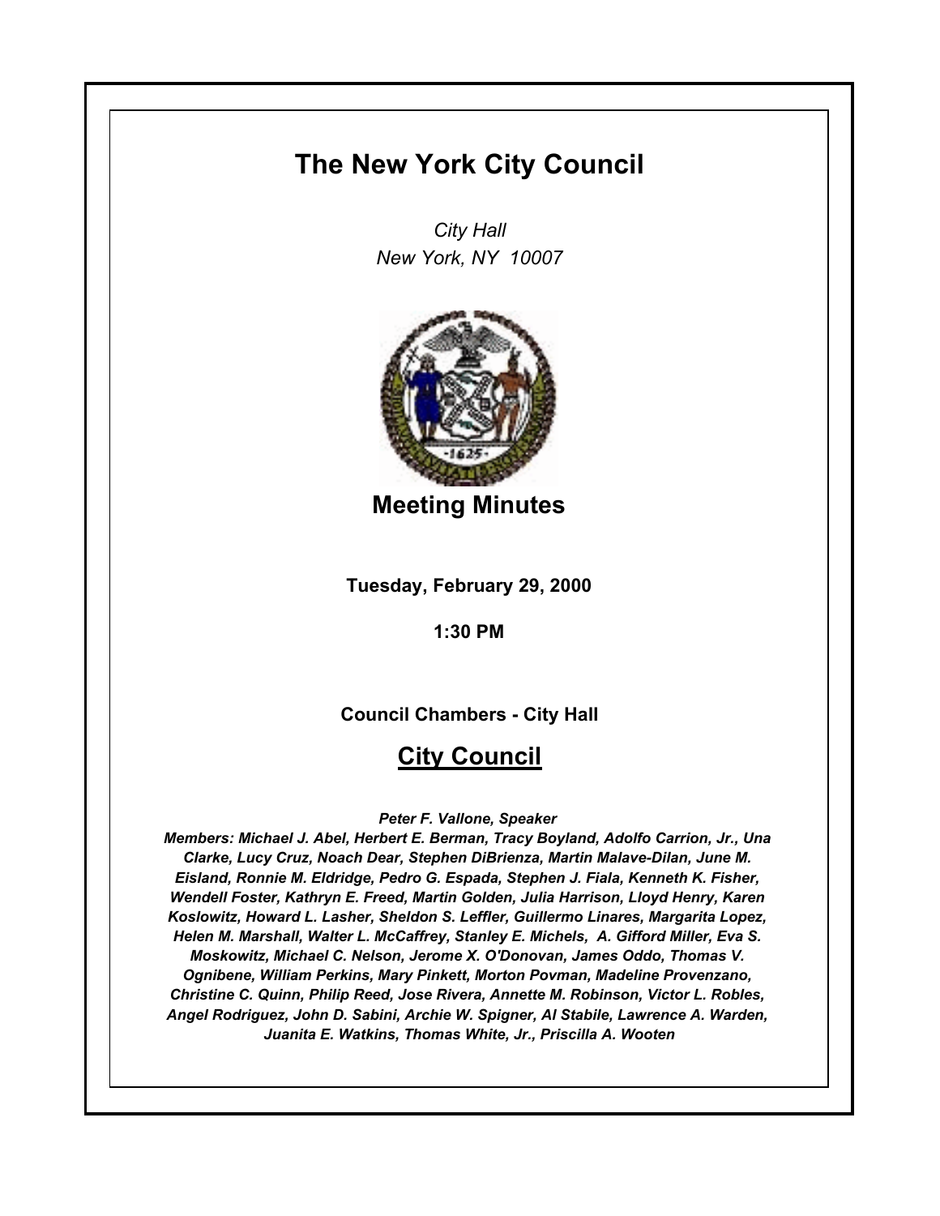# The New York City Council

*City Hall*
*New York, NY 10007*

## Meeting Minutes

**Tuesday, February 29, 2000**

**1:30 PM**

**Council Chambers - City Hall**

## City Council

***Peter F. Vallone, Speaker***

***Members: Michael J. Abel, Herbert E. Berman, Tracy Boyland, Adolfo Carrion, Jr., Una Clarke, Lucy Cruz, Noach Dear, Stephen DiBrienza, Martin Malave-Dilan, June M. Eisland, Ronnie M. Eldridge, Pedro G. Espada, Stephen J. Fiala, Kenneth K. Fisher, Wendell Foster, Kathryn E. Freed, Martin Golden, Julia Harrison, Lloyd Henry, Karen Koslowitz, Howard L. Lasher, Sheldon S. Leffler, Guillermo Linares, Margarita Lopez, Helen M. Marshall, Walter L. McCaffrey, Stanley E. Michels, A. Gifford Miller, Eva S. Moskowitz, Michael C. Nelson, Jerome X. O'Donovan, James Oddo, Thomas V. Ognibene, William Perkins, Mary Pinkett, Morton Povman, Madeline Provenzano, Christine C. Quinn, Philip Reed, Jose Rivera, Annette M. Robinson, Victor L. Robles, Angel Rodriguez, John D. Sabini, Archie W. Spigner, Al Stabile, Lawrence A. Warden, Juanita E. Watkins, Thomas White, Jr., Priscilla A. Wooten***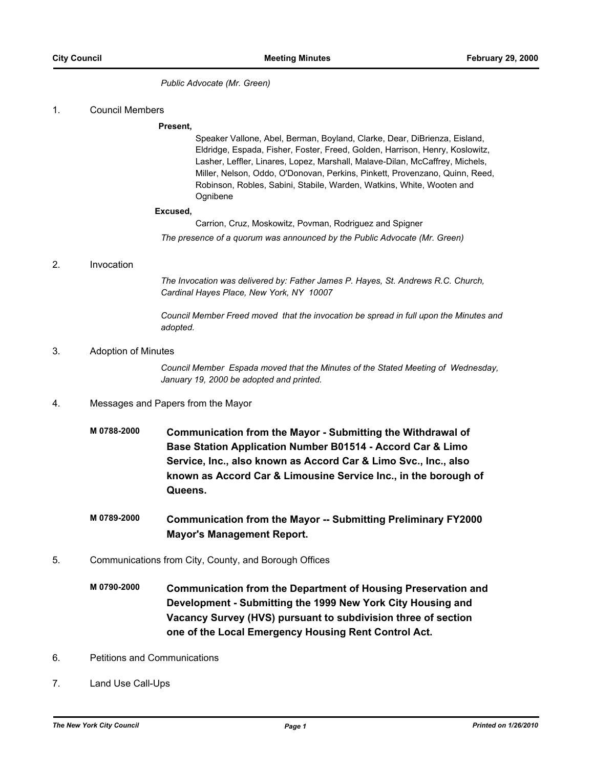*Public Advocate (Mr. Green)*

1. Council Members

**Present,**

Speaker Vallone, Abel, Berman, Boyland, Clarke, Dear, DiBrienza, Eisland, Eldridge, Espada, Fisher, Foster, Freed, Golden, Harrison, Henry, Koslowitz, Lasher, Leffler, Linares, Lopez, Marshall, Malave-Dilan, McCaffrey, Michels, Miller, Nelson, Oddo, O'Donovan, Perkins, Pinkett, Provenzano, Quinn, Reed, Robinson, Robles, Sabini, Stabile, Warden, Watkins, White, Wooten and Ognibene

**Excused,**

Carrion, Cruz, Moskowitz, Povman, Rodriguez and Spigner

*The presence of a quorum was announced by the Public Advocate (Mr. Green)*

2. Invocation

*The Invocation was delivered by: Father James P. Hayes, St. Andrews R.C. Church, Cardinal Hayes Place, New York, NY 10007*

*Council Member Freed moved that the invocation be spread in full upon the Minutes and adopted.*

3. Adoption of Minutes

*Council Member Espada moved that the Minutes of the Stated Meeting of Wednesday, January 19, 2000 be adopted and printed.*

4. Messages and Papers from the Mayor

**M 0788-2000** **Communication from the Mayor - Submitting the Withdrawal of Base Station Application Number B01514 - Accord Car & Limo Service, Inc., also known as Accord Car & Limo Svc., Inc., also known as Accord Car & Limousine Service Inc., in the borough of Queens.**

**M 0789-2000** **Communication from the Mayor -- Submitting Preliminary FY2000 Mayor's Management Report.**

5. Communications from City, County, and Borough Offices

**M 0790-2000** **Communication from the Department of Housing Preservation and Development - Submitting the 1999 New York City Housing and Vacancy Survey (HVS) pursuant to subdivision three of section one of the Local Emergency Housing Rent Control Act.**

6. Petitions and Communications

7. Land Use Call-Ups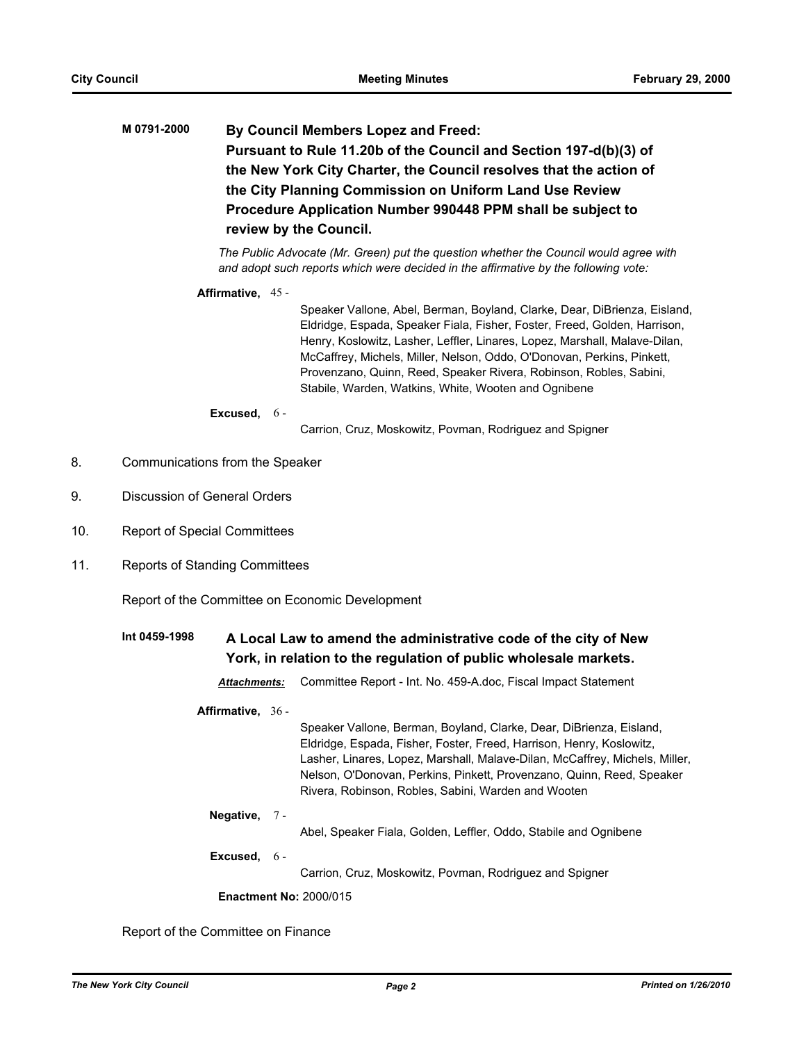**M 0791-2000** **By Council Members Lopez and Freed:**
**Pursuant to Rule 11.20b of the Council and Section 197-d(b)(3) of the New York City Charter, the Council resolves that the action of the City Planning Commission on Uniform Land Use Review Procedure Application Number 990448 PPM shall be subject to review by the Council.**

*The Public Advocate (Mr. Green) put the question whether the Council would agree with and adopt such reports which were decided in the affirmative by the following vote:*

**Affirmative,** 45 -
Speaker Vallone, Abel, Berman, Boyland, Clarke, Dear, DiBrienza, Eisland, Eldridge, Espada, Speaker Fiala, Fisher, Foster, Freed, Golden, Harrison, Henry, Koslowitz, Lasher, Leffler, Linares, Lopez, Marshall, Malave-Dilan, McCaffrey, Michels, Miller, Nelson, Oddo, O'Donovan, Perkins, Pinkett, Provenzano, Quinn, Reed, Speaker Rivera, Robinson, Robles, Sabini, Stabile, Warden, Watkins, White, Wooten and Ognibene

**Excused,** 6 -
Carrion, Cruz, Moskowitz, Povman, Rodriguez and Spigner

8. Communications from the Speaker

9. Discussion of General Orders

10. Report of Special Committees

11. Reports of Standing Committees

Report of the Committee on Economic Development

**Int 0459-1998** **A Local Law to amend the administrative code of the city of New York, in relation to the regulation of public wholesale markets.**

***Attachments:*** Committee Report - Int. No. 459-A.doc, Fiscal Impact Statement

**Affirmative,** 36 -
Speaker Vallone, Berman, Boyland, Clarke, Dear, DiBrienza, Eisland, Eldridge, Espada, Fisher, Foster, Freed, Harrison, Henry, Koslowitz, Lasher, Linares, Lopez, Marshall, Malave-Dilan, McCaffrey, Michels, Miller, Nelson, O'Donovan, Perkins, Pinkett, Provenzano, Quinn, Reed, Speaker Rivera, Robinson, Robles, Sabini, Warden and Wooten

**Negative,** 7 -
Abel, Speaker Fiala, Golden, Leffler, Oddo, Stabile and Ognibene

**Excused,** 6 -
Carrion, Cruz, Moskowitz, Povman, Rodriguez and Spigner

**Enactment No:** 2000/015

Report of the Committee on Finance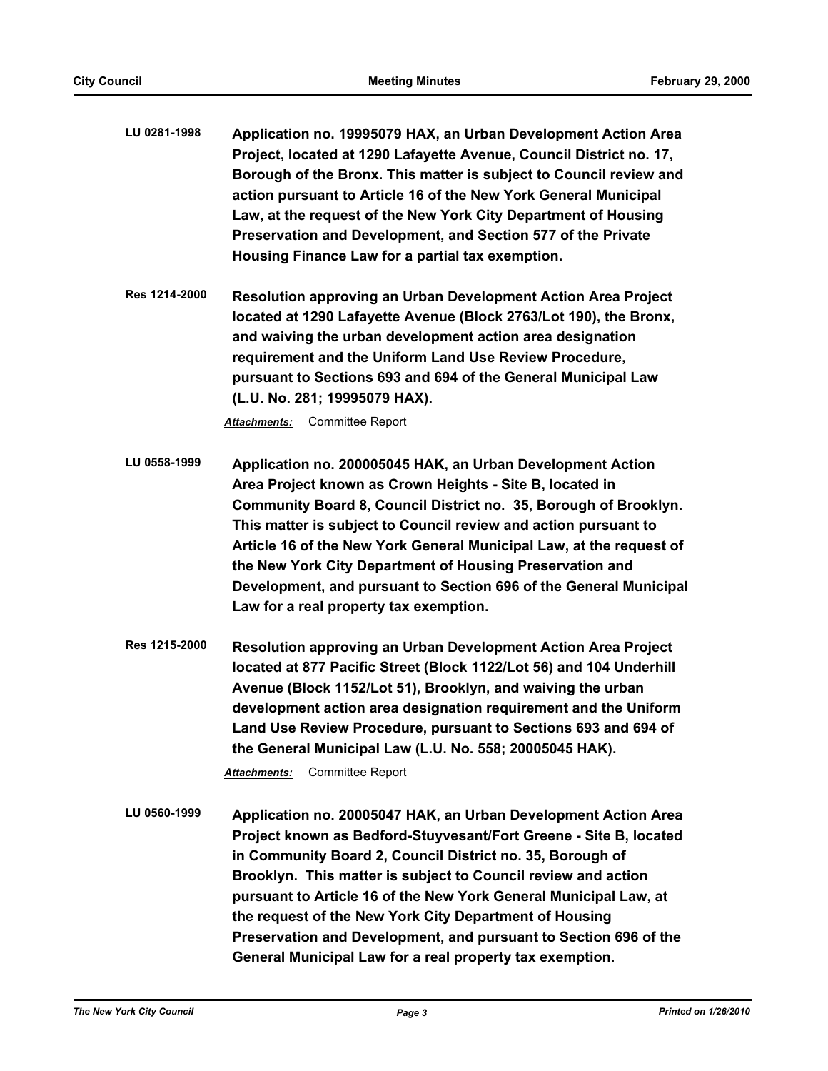**LU 0281-1998** **Application no. 19995079 HAX, an Urban Development Action Area Project, located at 1290 Lafayette Avenue, Council District no. 17, Borough of the Bronx. This matter is subject to Council review and action pursuant to Article 16 of the New York General Municipal Law, at the request of the New York City Department of Housing Preservation and Development, and Section 577 of the Private Housing Finance Law for a partial tax exemption.**

**Res 1214-2000** **Resolution approving an Urban Development Action Area Project located at 1290 Lafayette Avenue (Block 2763/Lot 190), the Bronx, and waiving the urban development action area designation requirement and the Uniform Land Use Review Procedure, pursuant to Sections 693 and 694 of the General Municipal Law (L.U. No. 281; 19995079 HAX).**

***Attachments:*** Committee Report

**LU 0558-1999** **Application no. 200005045 HAK, an Urban Development Action Area Project known as Crown Heights - Site B, located in Community Board 8, Council District no. 35, Borough of Brooklyn. This matter is subject to Council review and action pursuant to Article 16 of the New York General Municipal Law, at the request of the New York City Department of Housing Preservation and Development, and pursuant to Section 696 of the General Municipal Law for a real property tax exemption.**

**Res 1215-2000** **Resolution approving an Urban Development Action Area Project located at 877 Pacific Street (Block 1122/Lot 56) and 104 Underhill Avenue (Block 1152/Lot 51), Brooklyn, and waiving the urban development action area designation requirement and the Uniform Land Use Review Procedure, pursuant to Sections 693 and 694 of the General Municipal Law (L.U. No. 558; 20005045 HAK).**

***Attachments:*** Committee Report

**LU 0560-1999** **Application no. 20005047 HAK, an Urban Development Action Area Project known as Bedford-Stuyvesant/Fort Greene - Site B, located in Community Board 2, Council District no. 35, Borough of Brooklyn. This matter is subject to Council review and action pursuant to Article 16 of the New York General Municipal Law, at the request of the New York City Department of Housing Preservation and Development, and pursuant to Section 696 of the General Municipal Law for a real property tax exemption.**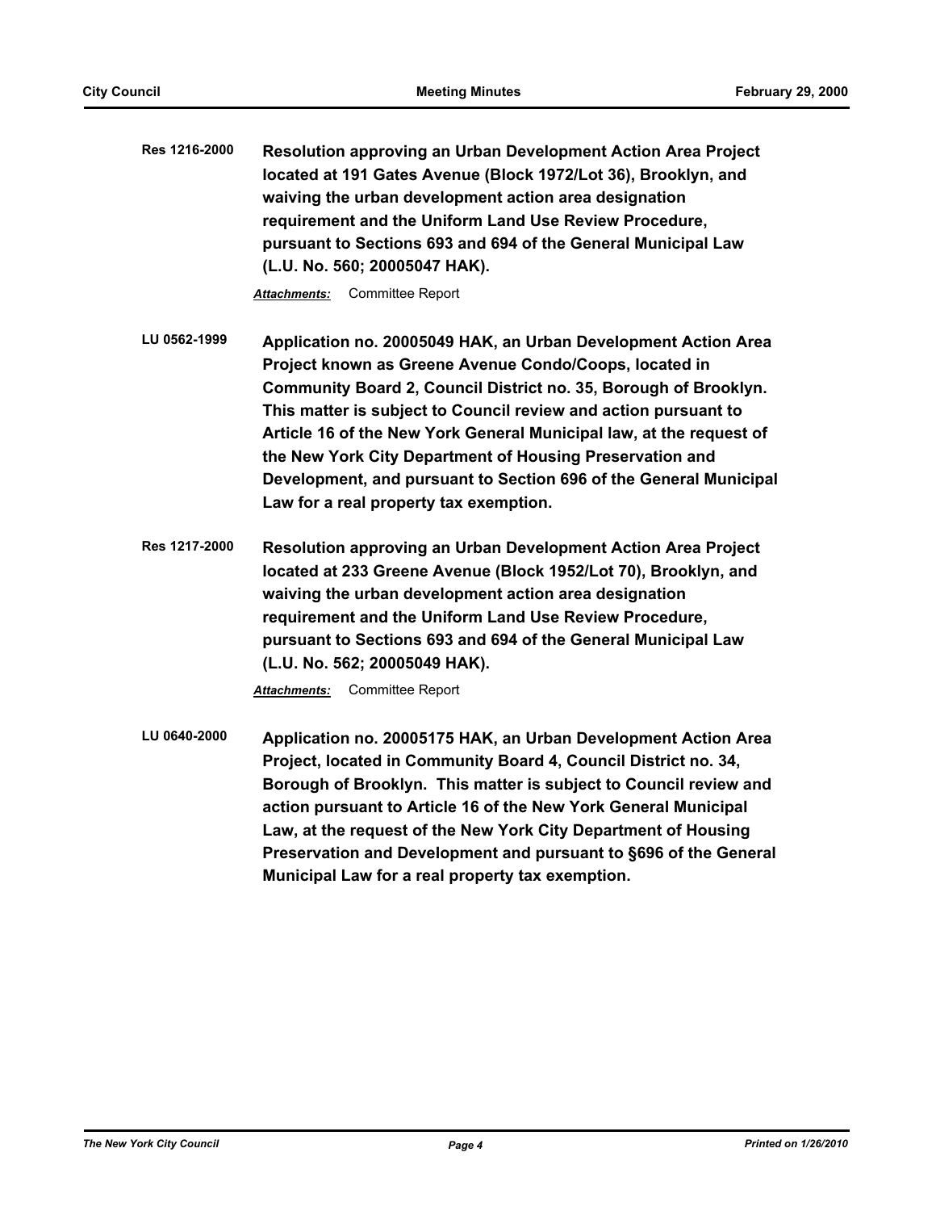**Res 1216-2000** **Resolution approving an Urban Development Action Area Project located at 191 Gates Avenue (Block 1972/Lot 36), Brooklyn, and waiving the urban development action area designation requirement and the Uniform Land Use Review Procedure, pursuant to Sections 693 and 694 of the General Municipal Law (L.U. No. 560; 20005047 HAK).**

***Attachments:*** Committee Report

**LU 0562-1999** **Application no. 20005049 HAK, an Urban Development Action Area Project known as Greene Avenue Condo/Coops, located in Community Board 2, Council District no. 35, Borough of Brooklyn. This matter is subject to Council review and action pursuant to Article 16 of the New York General Municipal law, at the request of the New York City Department of Housing Preservation and Development, and pursuant to Section 696 of the General Municipal Law for a real property tax exemption.**

**Res 1217-2000** **Resolution approving an Urban Development Action Area Project located at 233 Greene Avenue (Block 1952/Lot 70), Brooklyn, and waiving the urban development action area designation requirement and the Uniform Land Use Review Procedure, pursuant to Sections 693 and 694 of the General Municipal Law (L.U. No. 562; 20005049 HAK).**

***Attachments:*** Committee Report

**LU 0640-2000** **Application no. 20005175 HAK, an Urban Development Action Area Project, located in Community Board 4, Council District no. 34, Borough of Brooklyn. This matter is subject to Council review and action pursuant to Article 16 of the New York General Municipal Law, at the request of the New York City Department of Housing Preservation and Development and pursuant to §696 of the General Municipal Law for a real property tax exemption.**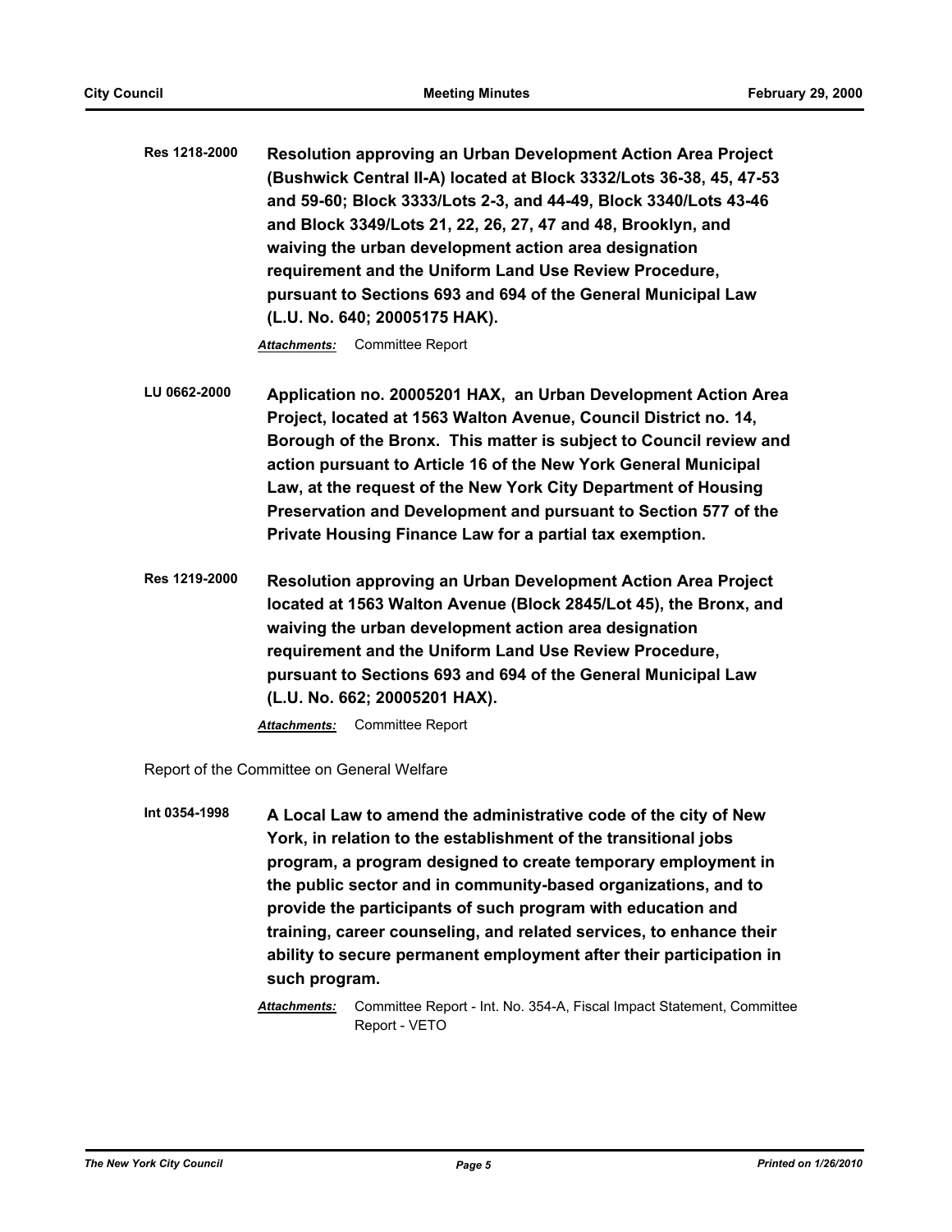**Res 1218-2000** **Resolution approving an Urban Development Action Area Project (Bushwick Central II-A) located at Block 3332/Lots 36-38, 45, 47-53 and 59-60; Block 3333/Lots 2-3, and 44-49, Block 3340/Lots 43-46 and Block 3349/Lots 21, 22, 26, 27, 47 and 48, Brooklyn, and waiving the urban development action area designation requirement and the Uniform Land Use Review Procedure, pursuant to Sections 693 and 694 of the General Municipal Law (L.U. No. 640; 20005175 HAK).**

*Attachments:* Committee Report

**LU 0662-2000** **Application no. 20005201 HAX, an Urban Development Action Area Project, located at 1563 Walton Avenue, Council District no. 14, Borough of the Bronx. This matter is subject to Council review and action pursuant to Article 16 of the New York General Municipal Law, at the request of the New York City Department of Housing Preservation and Development and pursuant to Section 577 of the Private Housing Finance Law for a partial tax exemption.**

**Res 1219-2000** **Resolution approving an Urban Development Action Area Project located at 1563 Walton Avenue (Block 2845/Lot 45), the Bronx, and waiving the urban development action area designation requirement and the Uniform Land Use Review Procedure, pursuant to Sections 693 and 694 of the General Municipal Law (L.U. No. 662; 20005201 HAX).**

*Attachments:* Committee Report

Report of the Committee on General Welfare

**Int 0354-1998** **A Local Law to amend the administrative code of the city of New York, in relation to the establishment of the transitional jobs program, a program designed to create temporary employment in the public sector and in community-based organizations, and to provide the participants of such program with education and training, career counseling, and related services, to enhance their ability to secure permanent employment after their participation in such program.**

*Attachments:* Committee Report - Int. No. 354-A, Fiscal Impact Statement, Committee Report - VETO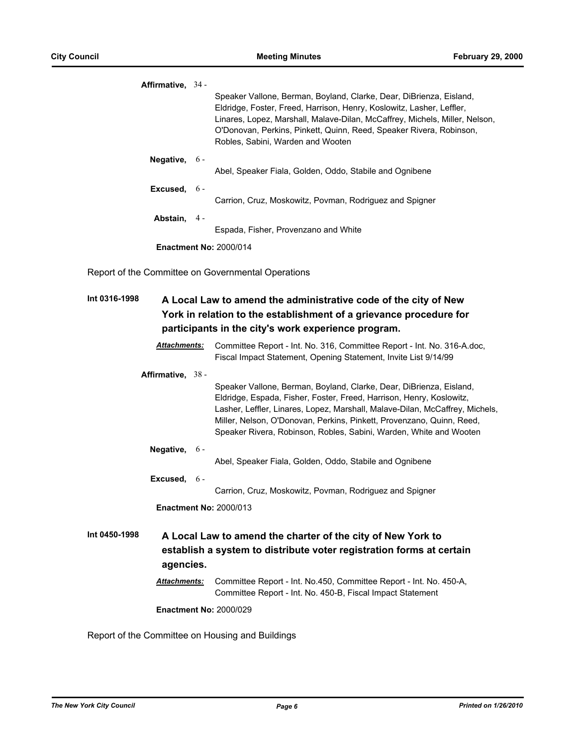**Affirmative,** 34 -

Speaker Vallone, Berman, Boyland, Clarke, Dear, DiBrienza, Eisland, Eldridge, Foster, Freed, Harrison, Henry, Koslowitz, Lasher, Leffler, Linares, Lopez, Marshall, Malave-Dilan, McCaffrey, Michels, Miller, Nelson, O'Donovan, Perkins, Pinkett, Quinn, Reed, Speaker Rivera, Robinson, Robles, Sabini, Warden and Wooten

**Negative,** 6 -

Abel, Speaker Fiala, Golden, Oddo, Stabile and Ognibene

**Excused,** 6 -

Carrion, Cruz, Moskowitz, Povman, Rodriguez and Spigner

**Abstain,** 4 -

Espada, Fisher, Provenzano and White

**Enactment No:** 2000/014

Report of the Committee on Governmental Operations

**Int 0316-1998** **A Local Law to amend the administrative code of the city of New York in relation to the establishment of a grievance procedure for participants in the city's work experience program.**

***Attachments:*** Committee Report - Int. No. 316, Committee Report - Int. No. 316-A.doc, Fiscal Impact Statement, Opening Statement, Invite List 9/14/99

**Affirmative,** 38 -

Speaker Vallone, Berman, Boyland, Clarke, Dear, DiBrienza, Eisland, Eldridge, Espada, Fisher, Foster, Freed, Harrison, Henry, Koslowitz, Lasher, Leffler, Linares, Lopez, Marshall, Malave-Dilan, McCaffrey, Michels, Miller, Nelson, O'Donovan, Perkins, Pinkett, Provenzano, Quinn, Reed, Speaker Rivera, Robinson, Robles, Sabini, Warden, White and Wooten

**Negative,** 6 -

Abel, Speaker Fiala, Golden, Oddo, Stabile and Ognibene

**Excused,** 6 -

Carrion, Cruz, Moskowitz, Povman, Rodriguez and Spigner

**Enactment No:** 2000/013

**Int 0450-1998** **A Local Law to amend the charter of the city of New York to establish a system to distribute voter registration forms at certain agencies.**

***Attachments:*** Committee Report - Int. No.450, Committee Report - Int. No. 450-A, Committee Report - Int. No. 450-B, Fiscal Impact Statement

**Enactment No:** 2000/029

Report of the Committee on Housing and Buildings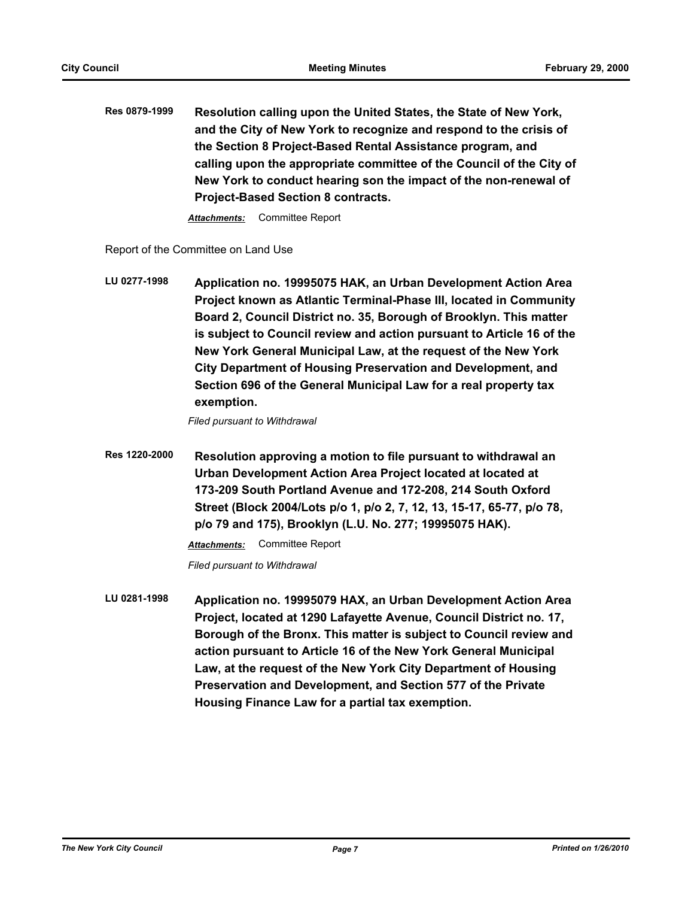**Res 0879-1999** **Resolution calling upon the United States, the State of New York, and the City of New York to recognize and respond to the crisis of the Section 8 Project-Based Rental Assistance program, and calling upon the appropriate committee of the Council of the City of New York to conduct hearing son the impact of the non-renewal of Project-Based Section 8 contracts.**

***Attachments:*** Committee Report

Report of the Committee on Land Use

**LU 0277-1998** **Application no. 19995075 HAK, an Urban Development Action Area Project known as Atlantic Terminal-Phase III, located in Community Board 2, Council District no. 35, Borough of Brooklyn. This matter is subject to Council review and action pursuant to Article 16 of the New York General Municipal Law, at the request of the New York City Department of Housing Preservation and Development, and Section 696 of the General Municipal Law for a real property tax exemption.**

*Filed pursuant to Withdrawal*

**Res 1220-2000** **Resolution approving a motion to file pursuant to withdrawal an Urban Development Action Area Project located at located at 173-209 South Portland Avenue and 172-208, 214 South Oxford Street (Block 2004/Lots p/o 1, p/o 2, 7, 12, 13, 15-17, 65-77, p/o 78, p/o 79 and 175), Brooklyn (L.U. No. 277; 19995075 HAK).**

***Attachments:*** Committee Report

*Filed pursuant to Withdrawal*

**LU 0281-1998** **Application no. 19995079 HAX, an Urban Development Action Area Project, located at 1290 Lafayette Avenue, Council District no. 17, Borough of the Bronx. This matter is subject to Council review and action pursuant to Article 16 of the New York General Municipal Law, at the request of the New York City Department of Housing Preservation and Development, and Section 577 of the Private Housing Finance Law for a partial tax exemption.**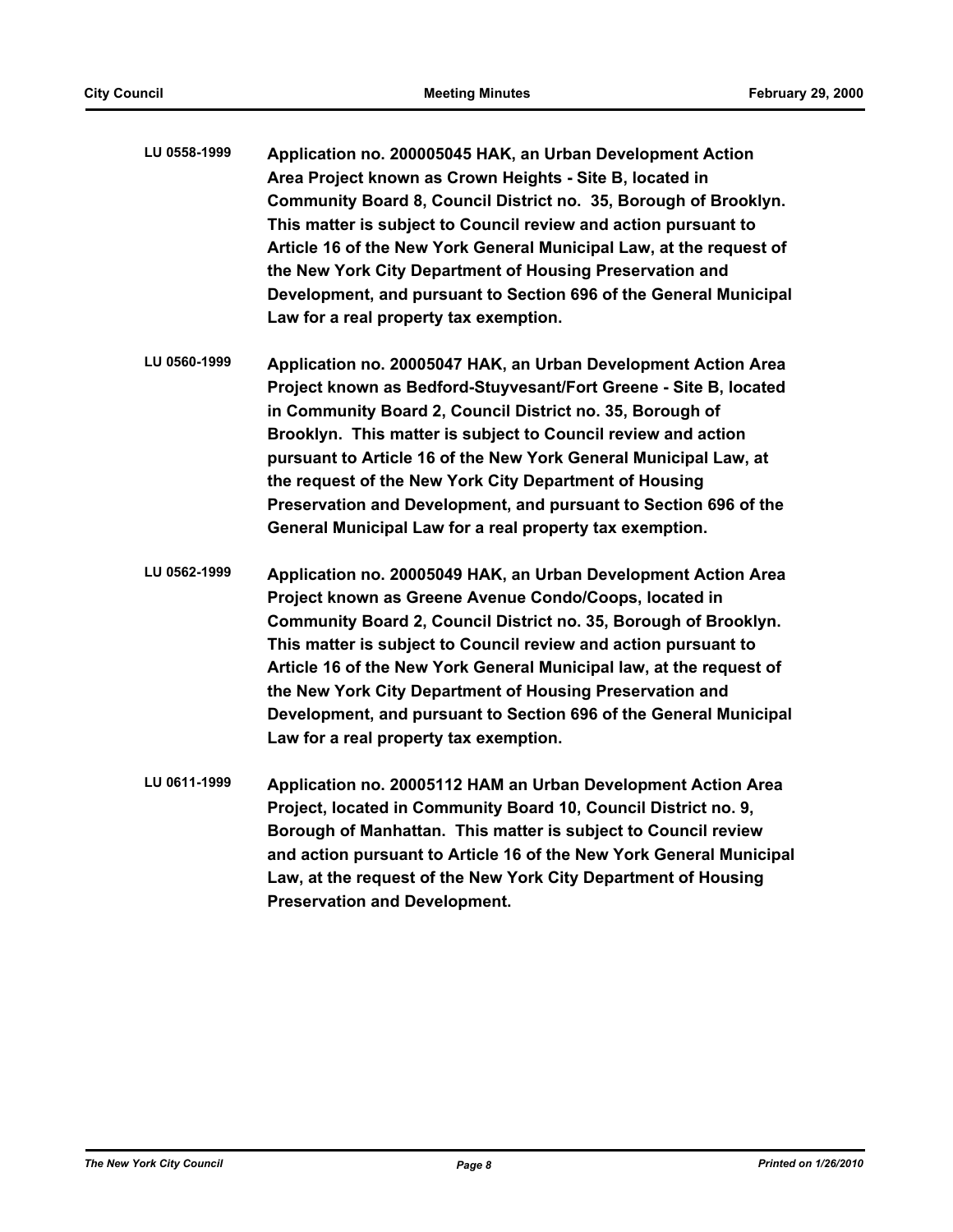**LU 0558-1999** **Application no. 200005045 HAK, an Urban Development Action Area Project known as Crown Heights - Site B, located in Community Board 8, Council District no. 35, Borough of Brooklyn. This matter is subject to Council review and action pursuant to Article 16 of the New York General Municipal Law, at the request of the New York City Department of Housing Preservation and Development, and pursuant to Section 696 of the General Municipal Law for a real property tax exemption.**

**LU 0560-1999** **Application no. 20005047 HAK, an Urban Development Action Area Project known as Bedford-Stuyvesant/Fort Greene - Site B, located in Community Board 2, Council District no. 35, Borough of Brooklyn. This matter is subject to Council review and action pursuant to Article 16 of the New York General Municipal Law, at the request of the New York City Department of Housing Preservation and Development, and pursuant to Section 696 of the General Municipal Law for a real property tax exemption.**

**LU 0562-1999** **Application no. 20005049 HAK, an Urban Development Action Area Project known as Greene Avenue Condo/Coops, located in Community Board 2, Council District no. 35, Borough of Brooklyn. This matter is subject to Council review and action pursuant to Article 16 of the New York General Municipal law, at the request of the New York City Department of Housing Preservation and Development, and pursuant to Section 696 of the General Municipal Law for a real property tax exemption.**

**LU 0611-1999** **Application no. 20005112 HAM an Urban Development Action Area Project, located in Community Board 10, Council District no. 9, Borough of Manhattan. This matter is subject to Council review and action pursuant to Article 16 of the New York General Municipal Law, at the request of the New York City Department of Housing Preservation and Development.**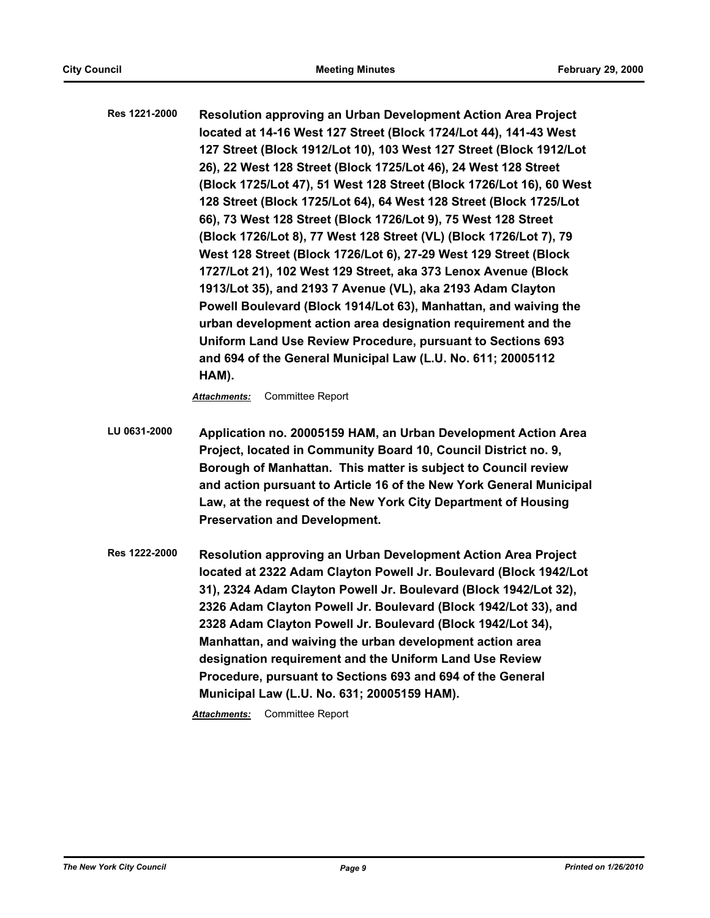**Res 1221-2000** **Resolution approving an Urban Development Action Area Project located at 14-16 West 127 Street (Block 1724/Lot 44), 141-43 West 127 Street (Block 1912/Lot 10), 103 West 127 Street (Block 1912/Lot 26), 22 West 128 Street (Block 1725/Lot 46), 24 West 128 Street (Block 1725/Lot 47), 51 West 128 Street (Block 1726/Lot 16), 60 West 128 Street (Block 1725/Lot 64), 64 West 128 Street (Block 1725/Lot 66), 73 West 128 Street (Block 1726/Lot 9), 75 West 128 Street (Block 1726/Lot 8), 77 West 128 Street (VL) (Block 1726/Lot 7), 79 West 128 Street (Block 1726/Lot 6), 27-29 West 129 Street (Block 1727/Lot 21), 102 West 129 Street, aka 373 Lenox Avenue (Block 1913/Lot 35), and 2193 7 Avenue (VL), aka 2193 Adam Clayton Powell Boulevard (Block 1914/Lot 63), Manhattan, and waiving the urban development action area designation requirement and the Uniform Land Use Review Procedure, pursuant to Sections 693 and 694 of the General Municipal Law (L.U. No. 611; 20005112 HAM).**

***Attachments:*** Committee Report

**LU 0631-2000** **Application no. 20005159 HAM, an Urban Development Action Area Project, located in Community Board 10, Council District no. 9, Borough of Manhattan. This matter is subject to Council review and action pursuant to Article 16 of the New York General Municipal Law, at the request of the New York City Department of Housing Preservation and Development.**

**Res 1222-2000** **Resolution approving an Urban Development Action Area Project located at 2322 Adam Clayton Powell Jr. Boulevard (Block 1942/Lot 31), 2324 Adam Clayton Powell Jr. Boulevard (Block 1942/Lot 32), 2326 Adam Clayton Powell Jr. Boulevard (Block 1942/Lot 33), and 2328 Adam Clayton Powell Jr. Boulevard (Block 1942/Lot 34), Manhattan, and waiving the urban development action area designation requirement and the Uniform Land Use Review Procedure, pursuant to Sections 693 and 694 of the General Municipal Law (L.U. No. 631; 20005159 HAM).**

***Attachments:*** Committee Report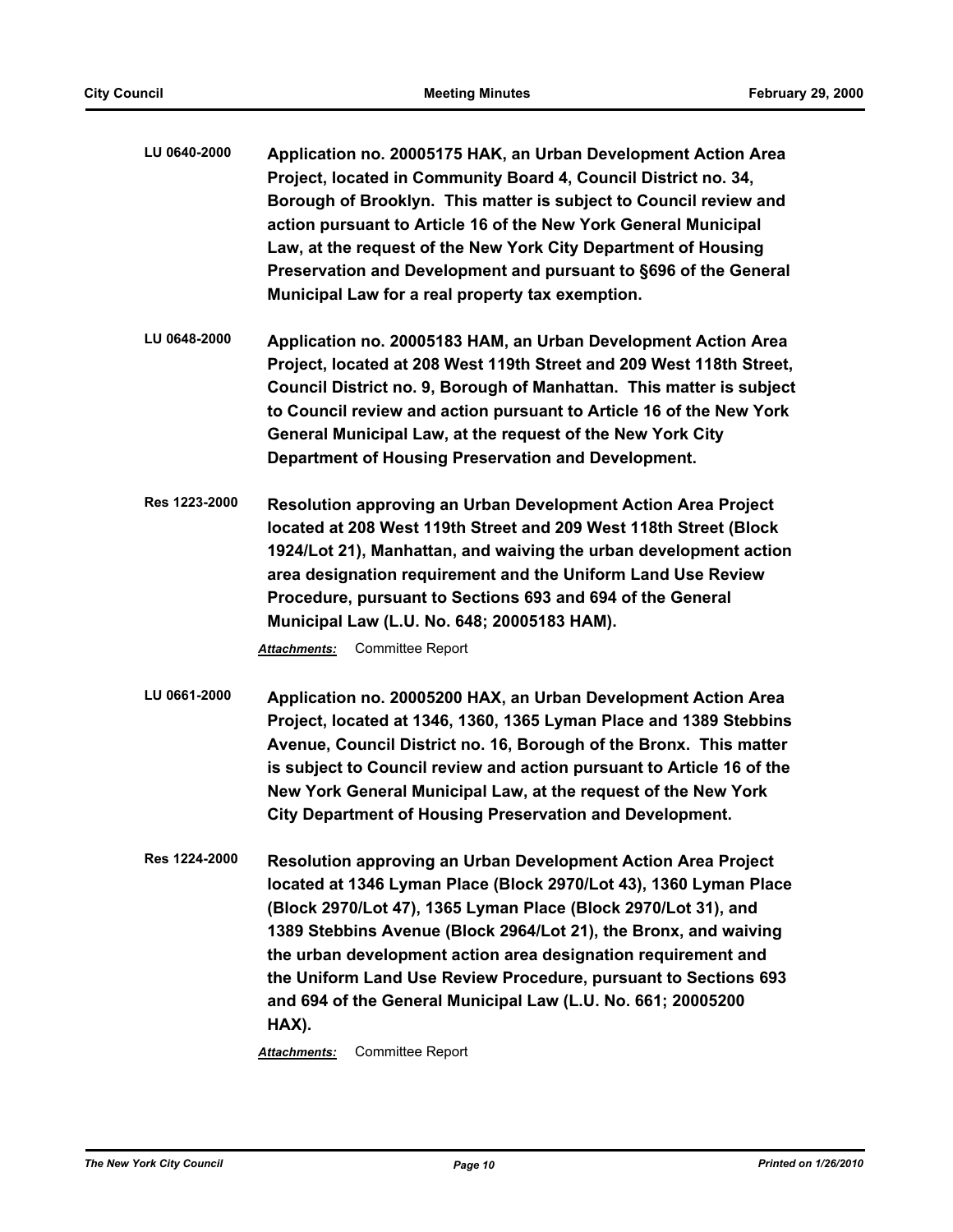**LU 0640-2000** **Application no. 20005175 HAK, an Urban Development Action Area Project, located in Community Board 4, Council District no. 34, Borough of Brooklyn. This matter is subject to Council review and action pursuant to Article 16 of the New York General Municipal Law, at the request of the New York City Department of Housing Preservation and Development and pursuant to §696 of the General Municipal Law for a real property tax exemption.**

**LU 0648-2000** **Application no. 20005183 HAM, an Urban Development Action Area Project, located at 208 West 119th Street and 209 West 118th Street, Council District no. 9, Borough of Manhattan. This matter is subject to Council review and action pursuant to Article 16 of the New York General Municipal Law, at the request of the New York City Department of Housing Preservation and Development.**

**Res 1223-2000** **Resolution approving an Urban Development Action Area Project located at 208 West 119th Street and 209 West 118th Street (Block 1924/Lot 21), Manhattan, and waiving the urban development action area designation requirement and the Uniform Land Use Review Procedure, pursuant to Sections 693 and 694 of the General Municipal Law (L.U. No. 648; 20005183 HAM).**

***Attachments:*** Committee Report

**LU 0661-2000** **Application no. 20005200 HAX, an Urban Development Action Area Project, located at 1346, 1360, 1365 Lyman Place and 1389 Stebbins Avenue, Council District no. 16, Borough of the Bronx. This matter is subject to Council review and action pursuant to Article 16 of the New York General Municipal Law, at the request of the New York City Department of Housing Preservation and Development.**

**Res 1224-2000** **Resolution approving an Urban Development Action Area Project located at 1346 Lyman Place (Block 2970/Lot 43), 1360 Lyman Place (Block 2970/Lot 47), 1365 Lyman Place (Block 2970/Lot 31), and 1389 Stebbins Avenue (Block 2964/Lot 21), the Bronx, and waiving the urban development action area designation requirement and the Uniform Land Use Review Procedure, pursuant to Sections 693 and 694 of the General Municipal Law (L.U. No. 661; 20005200 HAX).**

***Attachments:*** Committee Report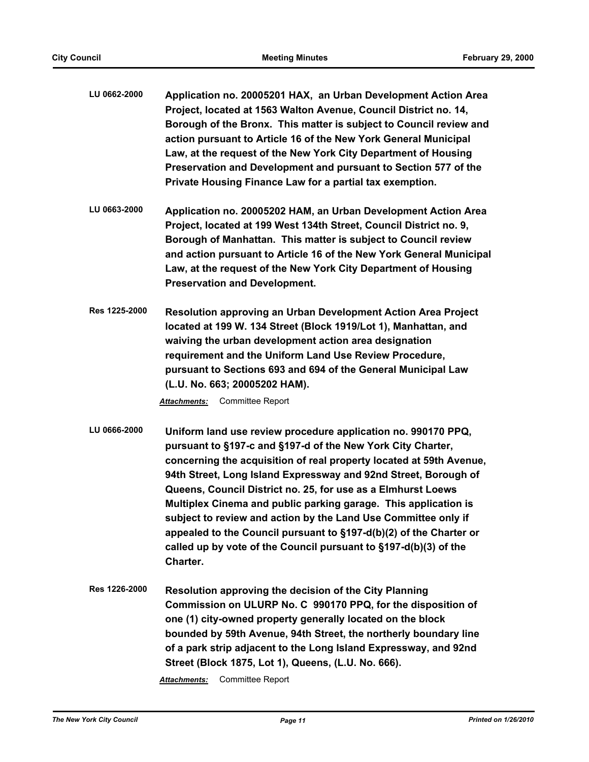**LU 0662-2000** **Application no. 20005201 HAX, an Urban Development Action Area Project, located at 1563 Walton Avenue, Council District no. 14, Borough of the Bronx. This matter is subject to Council review and action pursuant to Article 16 of the New York General Municipal Law, at the request of the New York City Department of Housing Preservation and Development and pursuant to Section 577 of the Private Housing Finance Law for a partial tax exemption.**

**LU 0663-2000** **Application no. 20005202 HAM, an Urban Development Action Area Project, located at 199 West 134th Street, Council District no. 9, Borough of Manhattan. This matter is subject to Council review and action pursuant to Article 16 of the New York General Municipal Law, at the request of the New York City Department of Housing Preservation and Development.**

**Res 1225-2000** **Resolution approving an Urban Development Action Area Project located at 199 W. 134 Street (Block 1919/Lot 1), Manhattan, and waiving the urban development action area designation requirement and the Uniform Land Use Review Procedure, pursuant to Sections 693 and 694 of the General Municipal Law (L.U. No. 663; 20005202 HAM).**

***Attachments:*** Committee Report

**LU 0666-2000** **Uniform land use review procedure application no. 990170 PPQ, pursuant to §197-c and §197-d of the New York City Charter, concerning the acquisition of real property located at 59th Avenue, 94th Street, Long Island Expressway and 92nd Street, Borough of Queens, Council District no. 25, for use as a Elmhurst Loews Multiplex Cinema and public parking garage. This application is subject to review and action by the Land Use Committee only if appealed to the Council pursuant to §197-d(b)(2) of the Charter or called up by vote of the Council pursuant to §197-d(b)(3) of the Charter.**

**Res 1226-2000** **Resolution approving the decision of the City Planning Commission on ULURP No. C 990170 PPQ, for the disposition of one (1) city-owned property generally located on the block bounded by 59th Avenue, 94th Street, the northerly boundary line of a park strip adjacent to the Long Island Expressway, and 92nd Street (Block 1875, Lot 1), Queens, (L.U. No. 666).**

***Attachments:*** Committee Report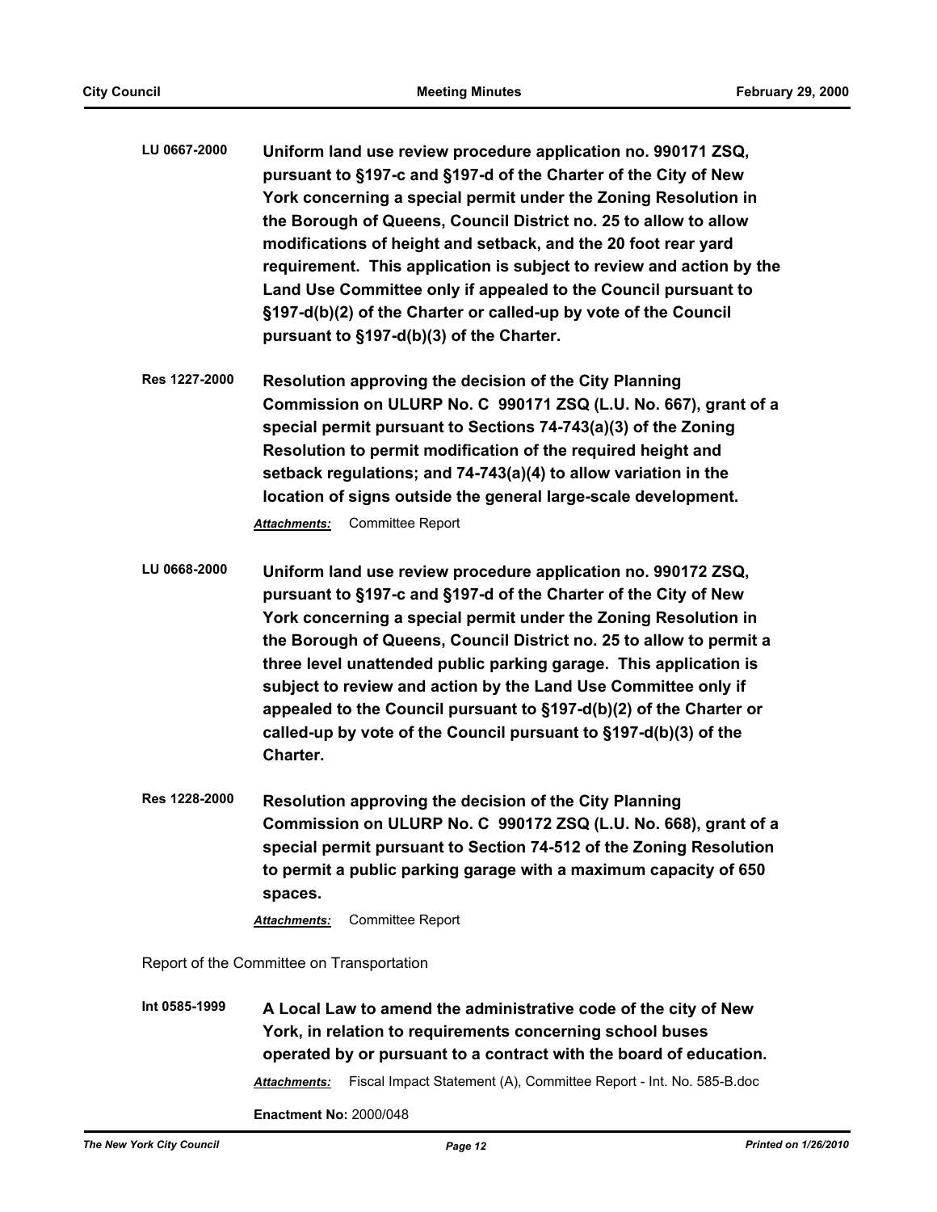**LU 0667-2000** **Uniform land use review procedure application no. 990171 ZSQ, pursuant to §197-c and §197-d of the Charter of the City of New York concerning a special permit under the Zoning Resolution in the Borough of Queens, Council District no. 25 to allow to allow modifications of height and setback, and the 20 foot rear yard requirement. This application is subject to review and action by the Land Use Committee only if appealed to the Council pursuant to §197-d(b)(2) of the Charter or called-up by vote of the Council pursuant to §197-d(b)(3) of the Charter.**

**Res 1227-2000** **Resolution approving the decision of the City Planning Commission on ULURP No. C 990171 ZSQ (L.U. No. 667), grant of a special permit pursuant to Sections 74-743(a)(3) of the Zoning Resolution to permit modification of the required height and setback regulations; and 74-743(a)(4) to allow variation in the location of signs outside the general large-scale development.**

***Attachments:*** Committee Report

**LU 0668-2000** **Uniform land use review procedure application no. 990172 ZSQ, pursuant to §197-c and §197-d of the Charter of the City of New York concerning a special permit under the Zoning Resolution in the Borough of Queens, Council District no. 25 to allow to permit a three level unattended public parking garage. This application is subject to review and action by the Land Use Committee only if appealed to the Council pursuant to §197-d(b)(2) of the Charter or called-up by vote of the Council pursuant to §197-d(b)(3) of the Charter.**

**Res 1228-2000** **Resolution approving the decision of the City Planning Commission on ULURP No. C 990172 ZSQ (L.U. No. 668), grant of a special permit pursuant to Section 74-512 of the Zoning Resolution to permit a public parking garage with a maximum capacity of 650 spaces.**

***Attachments:*** Committee Report

Report of the Committee on Transportation

**Int 0585-1999** **A Local Law to amend the administrative code of the city of New York, in relation to requirements concerning school buses operated by or pursuant to a contract with the board of education.**

***Attachments:*** Fiscal Impact Statement (A), Committee Report - Int. No. 585-B.doc

**Enactment No:** 2000/048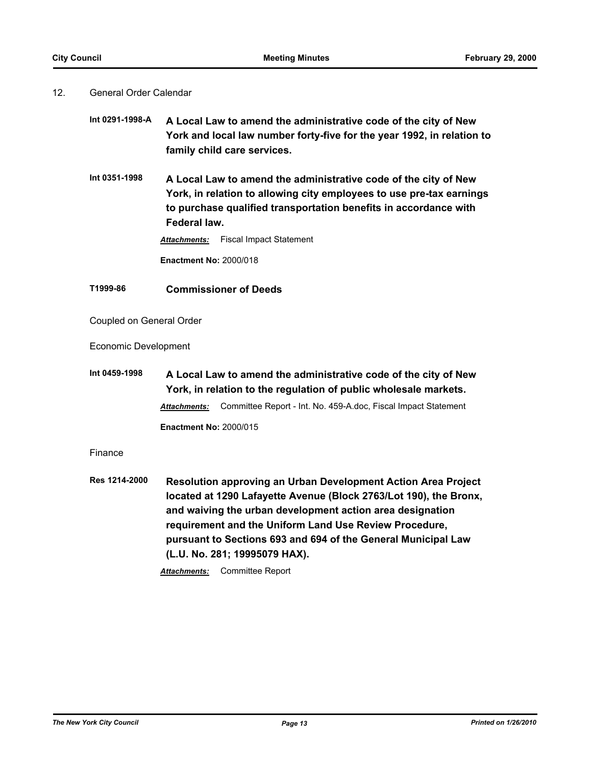12. General Order Calendar

**Int 0291-1998-A** **A Local Law to amend the administrative code of the city of New York and local law number forty-five for the year 1992, in relation to family child care services.**

**Int 0351-1998** **A Local Law to amend the administrative code of the city of New York, in relation to allowing city employees to use pre-tax earnings to purchase qualified transportation benefits in accordance with Federal law.**

***Attachments:*** Fiscal Impact Statement

**Enactment No:** 2000/018

**T1999-86** **Commissioner of Deeds**

Coupled on General Order

Economic Development

**Int 0459-1998** **A Local Law to amend the administrative code of the city of New York, in relation to the regulation of public wholesale markets.**

***Attachments:*** Committee Report - Int. No. 459-A.doc, Fiscal Impact Statement

**Enactment No:** 2000/015

Finance

**Res 1214-2000** **Resolution approving an Urban Development Action Area Project located at 1290 Lafayette Avenue (Block 2763/Lot 190), the Bronx, and waiving the urban development action area designation requirement and the Uniform Land Use Review Procedure, pursuant to Sections 693 and 694 of the General Municipal Law (L.U. No. 281; 19995079 HAX).**

***Attachments:*** Committee Report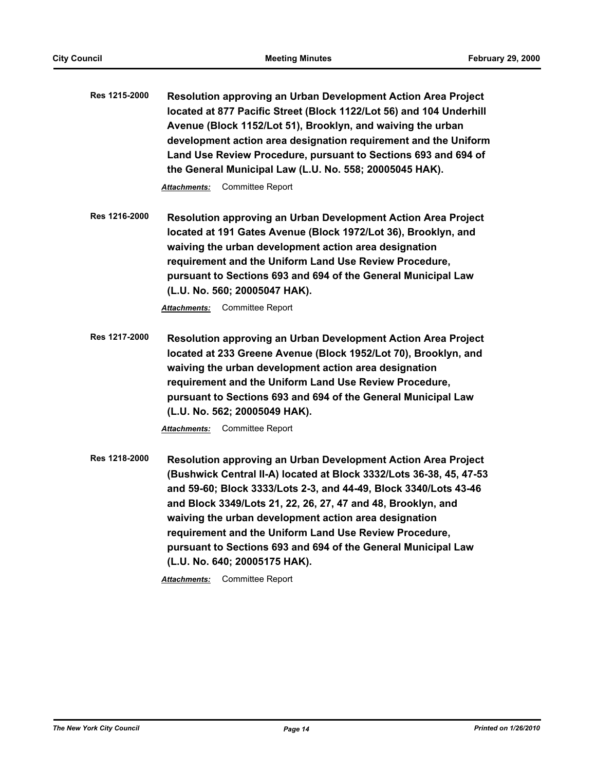**Res 1215-2000** **Resolution approving an Urban Development Action Area Project located at 877 Pacific Street (Block 1122/Lot 56) and 104 Underhill Avenue (Block 1152/Lot 51), Brooklyn, and waiving the urban development action area designation requirement and the Uniform Land Use Review Procedure, pursuant to Sections 693 and 694 of the General Municipal Law (L.U. No. 558; 20005045 HAK).**

***Attachments:*** Committee Report

**Res 1216-2000** **Resolution approving an Urban Development Action Area Project located at 191 Gates Avenue (Block 1972/Lot 36), Brooklyn, and waiving the urban development action area designation requirement and the Uniform Land Use Review Procedure, pursuant to Sections 693 and 694 of the General Municipal Law (L.U. No. 560; 20005047 HAK).**

***Attachments:*** Committee Report

**Res 1217-2000** **Resolution approving an Urban Development Action Area Project located at 233 Greene Avenue (Block 1952/Lot 70), Brooklyn, and waiving the urban development action area designation requirement and the Uniform Land Use Review Procedure, pursuant to Sections 693 and 694 of the General Municipal Law (L.U. No. 562; 20005049 HAK).**

***Attachments:*** Committee Report

**Res 1218-2000** **Resolution approving an Urban Development Action Area Project (Bushwick Central II-A) located at Block 3332/Lots 36-38, 45, 47-53 and 59-60; Block 3333/Lots 2-3, and 44-49, Block 3340/Lots 43-46 and Block 3349/Lots 21, 22, 26, 27, 47 and 48, Brooklyn, and waiving the urban development action area designation requirement and the Uniform Land Use Review Procedure, pursuant to Sections 693 and 694 of the General Municipal Law (L.U. No. 640; 20005175 HAK).**

***Attachments:*** Committee Report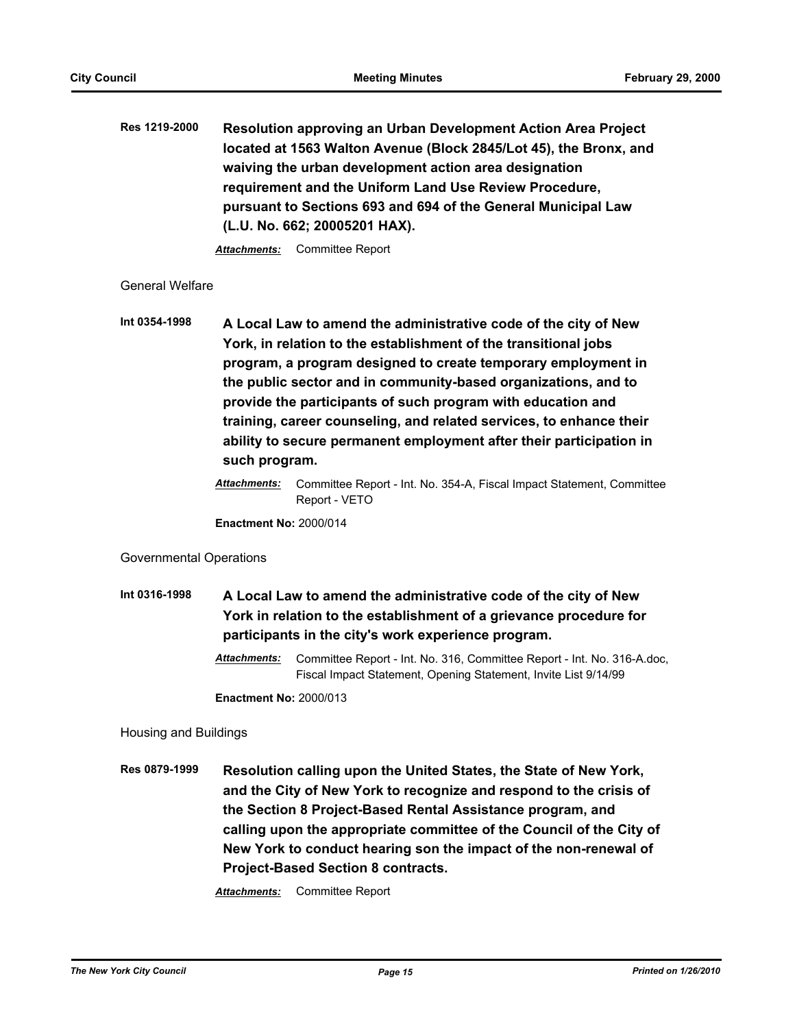**Res 1219-2000** **Resolution approving an Urban Development Action Area Project located at 1563 Walton Avenue (Block 2845/Lot 45), the Bronx, and waiving the urban development action area designation requirement and the Uniform Land Use Review Procedure, pursuant to Sections 693 and 694 of the General Municipal Law (L.U. No. 662; 20005201 HAX).**

***Attachments:*** Committee Report

General Welfare

**Int 0354-1998** **A Local Law to amend the administrative code of the city of New York, in relation to the establishment of the transitional jobs program, a program designed to create temporary employment in the public sector and in community-based organizations, and to provide the participants of such program with education and training, career counseling, and related services, to enhance their ability to secure permanent employment after their participation in such program.**

***Attachments:*** Committee Report - Int. No. 354-A, Fiscal Impact Statement, Committee Report - VETO

**Enactment No:** 2000/014

Governmental Operations

**Int 0316-1998** **A Local Law to amend the administrative code of the city of New York in relation to the establishment of a grievance procedure for participants in the city's work experience program.**

***Attachments:*** Committee Report - Int. No. 316, Committee Report - Int. No. 316-A.doc, Fiscal Impact Statement, Opening Statement, Invite List 9/14/99

**Enactment No:** 2000/013

Housing and Buildings

**Res 0879-1999** **Resolution calling upon the United States, the State of New York, and the City of New York to recognize and respond to the crisis of the Section 8 Project-Based Rental Assistance program, and calling upon the appropriate committee of the Council of the City of New York to conduct hearing son the impact of the non-renewal of Project-Based Section 8 contracts.**

***Attachments:*** Committee Report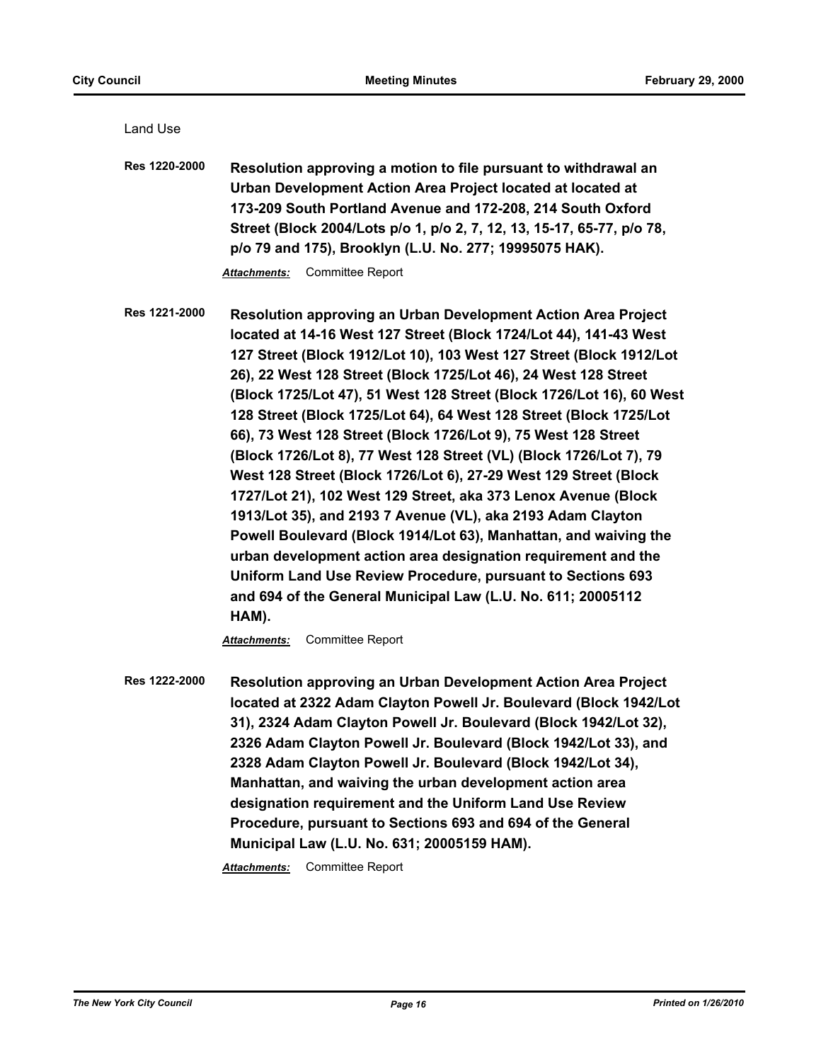Land Use

**Res 1220-2000** **Resolution approving a motion to file pursuant to withdrawal an Urban Development Action Area Project located at located at 173-209 South Portland Avenue and 172-208, 214 South Oxford Street (Block 2004/Lots p/o 1, p/o 2, 7, 12, 13, 15-17, 65-77, p/o 78, p/o 79 and 175), Brooklyn (L.U. No. 277; 19995075 HAK).**

*Attachments:* Committee Report

**Res 1221-2000** **Resolution approving an Urban Development Action Area Project located at 14-16 West 127 Street (Block 1724/Lot 44), 141-43 West 127 Street (Block 1912/Lot 10), 103 West 127 Street (Block 1912/Lot 26), 22 West 128 Street (Block 1725/Lot 46), 24 West 128 Street (Block 1725/Lot 47), 51 West 128 Street (Block 1726/Lot 16), 60 West 128 Street (Block 1725/Lot 64), 64 West 128 Street (Block 1725/Lot 66), 73 West 128 Street (Block 1726/Lot 9), 75 West 128 Street (Block 1726/Lot 8), 77 West 128 Street (VL) (Block 1726/Lot 7), 79 West 128 Street (Block 1726/Lot 6), 27-29 West 129 Street (Block 1727/Lot 21), 102 West 129 Street, aka 373 Lenox Avenue (Block 1913/Lot 35), and 2193 7 Avenue (VL), aka 2193 Adam Clayton Powell Boulevard (Block 1914/Lot 63), Manhattan, and waiving the urban development action area designation requirement and the Uniform Land Use Review Procedure, pursuant to Sections 693 and 694 of the General Municipal Law (L.U. No. 611; 20005112 HAM).**

*Attachments:* Committee Report

**Res 1222-2000** **Resolution approving an Urban Development Action Area Project located at 2322 Adam Clayton Powell Jr. Boulevard (Block 1942/Lot 31), 2324 Adam Clayton Powell Jr. Boulevard (Block 1942/Lot 32), 2326 Adam Clayton Powell Jr. Boulevard (Block 1942/Lot 33), and 2328 Adam Clayton Powell Jr. Boulevard (Block 1942/Lot 34), Manhattan, and waiving the urban development action area designation requirement and the Uniform Land Use Review Procedure, pursuant to Sections 693 and 694 of the General Municipal Law (L.U. No. 631; 20005159 HAM).**

*Attachments:* Committee Report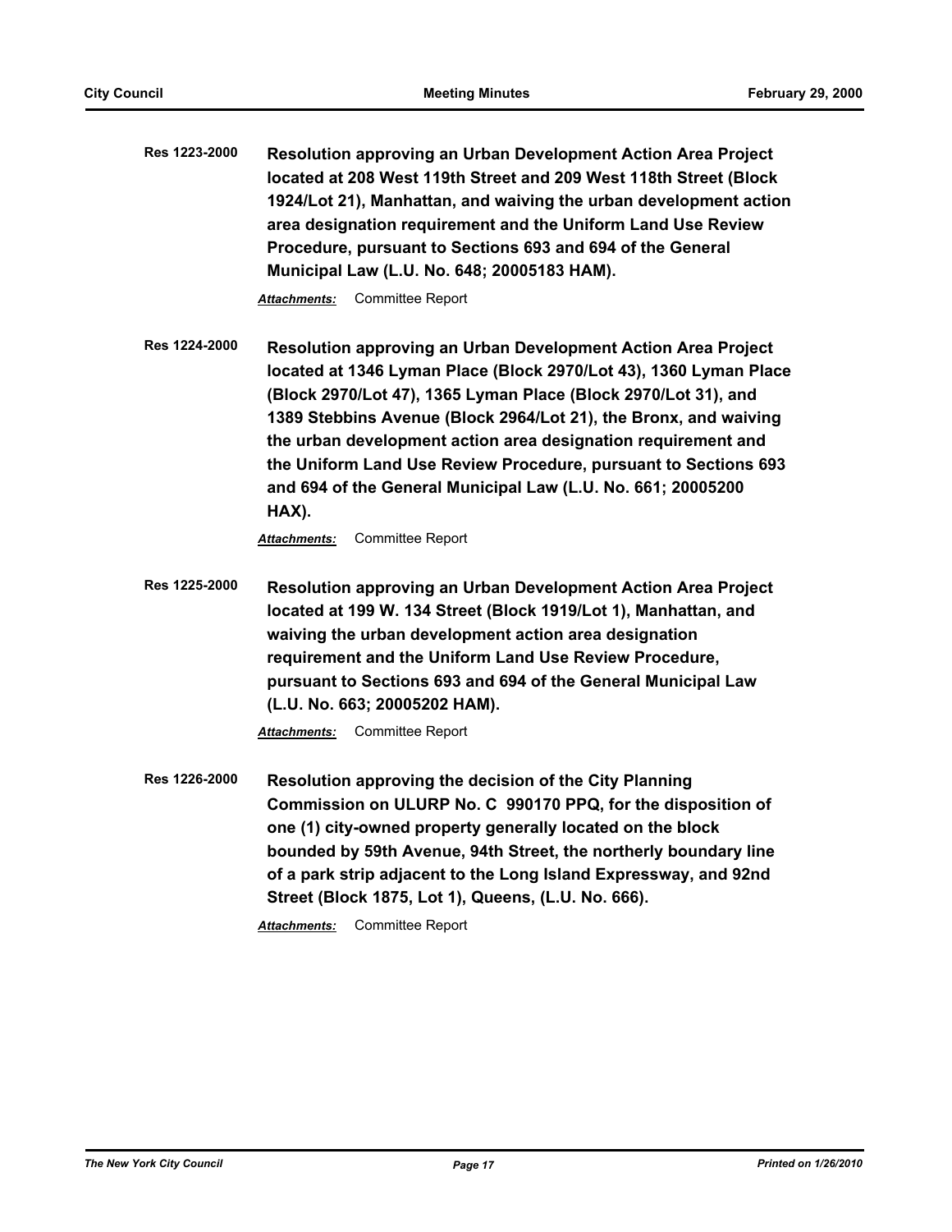**Res 1223-2000** **Resolution approving an Urban Development Action Area Project located at 208 West 119th Street and 209 West 118th Street (Block 1924/Lot 21), Manhattan, and waiving the urban development action area designation requirement and the Uniform Land Use Review Procedure, pursuant to Sections 693 and 694 of the General Municipal Law (L.U. No. 648; 20005183 HAM).**

*Attachments:* Committee Report

**Res 1224-2000** **Resolution approving an Urban Development Action Area Project located at 1346 Lyman Place (Block 2970/Lot 43), 1360 Lyman Place (Block 2970/Lot 47), 1365 Lyman Place (Block 2970/Lot 31), and 1389 Stebbins Avenue (Block 2964/Lot 21), the Bronx, and waiving the urban development action area designation requirement and the Uniform Land Use Review Procedure, pursuant to Sections 693 and 694 of the General Municipal Law (L.U. No. 661; 20005200 HAX).**

*Attachments:* Committee Report

**Res 1225-2000** **Resolution approving an Urban Development Action Area Project located at 199 W. 134 Street (Block 1919/Lot 1), Manhattan, and waiving the urban development action area designation requirement and the Uniform Land Use Review Procedure, pursuant to Sections 693 and 694 of the General Municipal Law (L.U. No. 663; 20005202 HAM).**

*Attachments:* Committee Report

**Res 1226-2000** **Resolution approving the decision of the City Planning Commission on ULURP No. C 990170 PPQ, for the disposition of one (1) city-owned property generally located on the block bounded by 59th Avenue, 94th Street, the northerly boundary line of a park strip adjacent to the Long Island Expressway, and 92nd Street (Block 1875, Lot 1), Queens, (L.U. No. 666).**

*Attachments:* Committee Report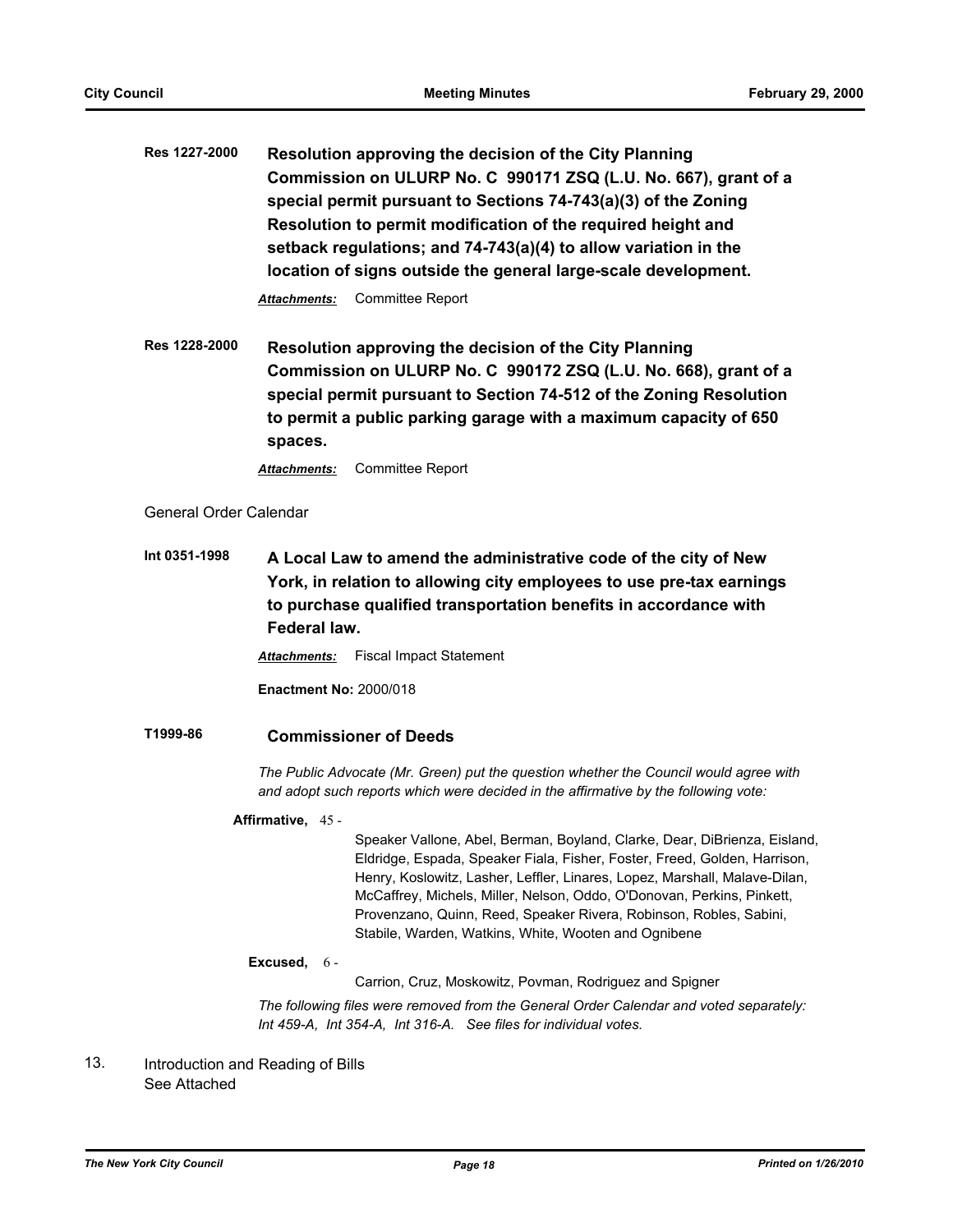**Res 1227-2000** **Resolution approving the decision of the City Planning Commission on ULURP No. C 990171 ZSQ (L.U. No. 667), grant of a special permit pursuant to Sections 74-743(a)(3) of the Zoning Resolution to permit modification of the required height and setback regulations; and 74-743(a)(4) to allow variation in the location of signs outside the general large-scale development.**

***Attachments:*** Committee Report

**Res 1228-2000** **Resolution approving the decision of the City Planning Commission on ULURP No. C 990172 ZSQ (L.U. No. 668), grant of a special permit pursuant to Section 74-512 of the Zoning Resolution to permit a public parking garage with a maximum capacity of 650 spaces.**

***Attachments:*** Committee Report

General Order Calendar

**Int 0351-1998** **A Local Law to amend the administrative code of the city of New York, in relation to allowing city employees to use pre-tax earnings to purchase qualified transportation benefits in accordance with Federal law.**

***Attachments:*** Fiscal Impact Statement

**Enactment No:** 2000/018

**T1999-86** **Commissioner of Deeds**

*The Public Advocate (Mr. Green) put the question whether the Council would agree with and adopt such reports which were decided in the affirmative by the following vote:*

**Affirmative,** 45 -

Speaker Vallone, Abel, Berman, Boyland, Clarke, Dear, DiBrienza, Eisland, Eldridge, Espada, Speaker Fiala, Fisher, Foster, Freed, Golden, Harrison, Henry, Koslowitz, Lasher, Leffler, Linares, Lopez, Marshall, Malave-Dilan, McCaffrey, Michels, Miller, Nelson, Oddo, O'Donovan, Perkins, Pinkett, Provenzano, Quinn, Reed, Speaker Rivera, Robinson, Robles, Sabini, Stabile, Warden, Watkins, White, Wooten and Ognibene

**Excused,** 6 -

Carrion, Cruz, Moskowitz, Povman, Rodriguez and Spigner

*The following files were removed from the General Order Calendar and voted separately: Int 459-A, Int 354-A, Int 316-A. See files for individual votes.*

13. Introduction and Reading of Bills
See Attached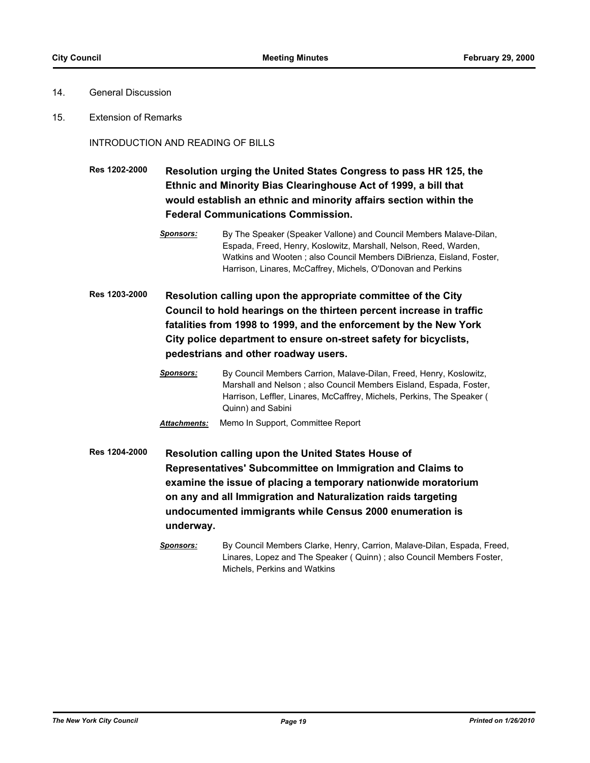14. General Discussion

15. Extension of Remarks

INTRODUCTION AND READING OF BILLS

**Res 1202-2000** **Resolution urging the United States Congress to pass HR 125, the Ethnic and Minority Bias Clearinghouse Act of 1999, a bill that would establish an ethnic and minority affairs section within the Federal Communications Commission.**

***Sponsors:*** By The Speaker (Speaker Vallone) and Council Members Malave-Dilan, Espada, Freed, Henry, Koslowitz, Marshall, Nelson, Reed, Warden, Watkins and Wooten ; also Council Members DiBrienza, Eisland, Foster, Harrison, Linares, McCaffrey, Michels, O'Donovan and Perkins

**Res 1203-2000** **Resolution calling upon the appropriate committee of the City Council to hold hearings on the thirteen percent increase in traffic fatalities from 1998 to 1999, and the enforcement by the New York City police department to ensure on-street safety for bicyclists, pedestrians and other roadway users.**

***Sponsors:*** By Council Members Carrion, Malave-Dilan, Freed, Henry, Koslowitz, Marshall and Nelson ; also Council Members Eisland, Espada, Foster, Harrison, Leffler, Linares, McCaffrey, Michels, Perkins, The Speaker ( Quinn) and Sabini

***Attachments:*** Memo In Support, Committee Report

**Res 1204-2000** **Resolution calling upon the United States House of Representatives' Subcommittee on Immigration and Claims to examine the issue of placing a temporary nationwide moratorium on any and all Immigration and Naturalization raids targeting undocumented immigrants while Census 2000 enumeration is underway.**

***Sponsors:*** By Council Members Clarke, Henry, Carrion, Malave-Dilan, Espada, Freed, Linares, Lopez and The Speaker ( Quinn) ; also Council Members Foster, Michels, Perkins and Watkins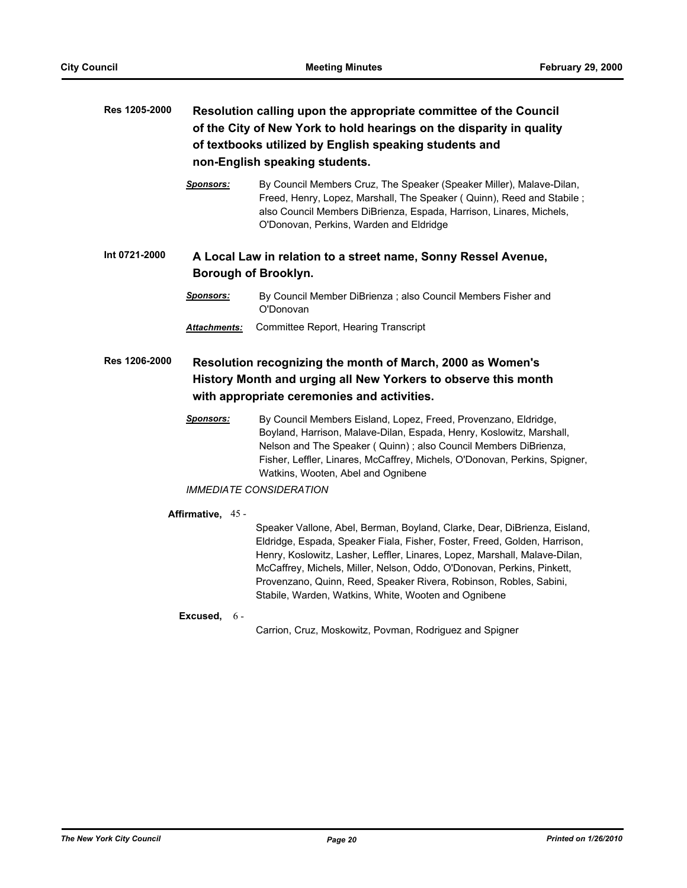**Res 1205-2000** **Resolution calling upon the appropriate committee of the Council of the City of New York to hold hearings on the disparity in quality of textbooks utilized by English speaking students and non-English speaking students.**

***Sponsors:*** By Council Members Cruz, The Speaker (Speaker Miller), Malave-Dilan, Freed, Henry, Lopez, Marshall, The Speaker ( Quinn), Reed and Stabile ; also Council Members DiBrienza, Espada, Harrison, Linares, Michels, O'Donovan, Perkins, Warden and Eldridge

**Int 0721-2000** **A Local Law in relation to a street name, Sonny Ressel Avenue, Borough of Brooklyn.**

***Sponsors:*** By Council Member DiBrienza ; also Council Members Fisher and O'Donovan

***Attachments:*** Committee Report, Hearing Transcript

**Res 1206-2000** **Resolution recognizing the month of March, 2000 as Women's History Month and urging all New Yorkers to observe this month with appropriate ceremonies and activities.**

***Sponsors:*** By Council Members Eisland, Lopez, Freed, Provenzano, Eldridge, Boyland, Harrison, Malave-Dilan, Espada, Henry, Koslowitz, Marshall, Nelson and The Speaker ( Quinn) ; also Council Members DiBrienza, Fisher, Leffler, Linares, McCaffrey, Michels, O'Donovan, Perkins, Spigner, Watkins, Wooten, Abel and Ognibene

*IMMEDIATE CONSIDERATION*

**Affirmative,** 45 - Speaker Vallone, Abel, Berman, Boyland, Clarke, Dear, DiBrienza, Eisland, Eldridge, Espada, Speaker Fiala, Fisher, Foster, Freed, Golden, Harrison, Henry, Koslowitz, Lasher, Leffler, Linares, Lopez, Marshall, Malave-Dilan, McCaffrey, Michels, Miller, Nelson, Oddo, O'Donovan, Perkins, Pinkett, Provenzano, Quinn, Reed, Speaker Rivera, Robinson, Robles, Sabini, Stabile, Warden, Watkins, White, Wooten and Ognibene

**Excused,** 6 - Carrion, Cruz, Moskowitz, Povman, Rodriguez and Spigner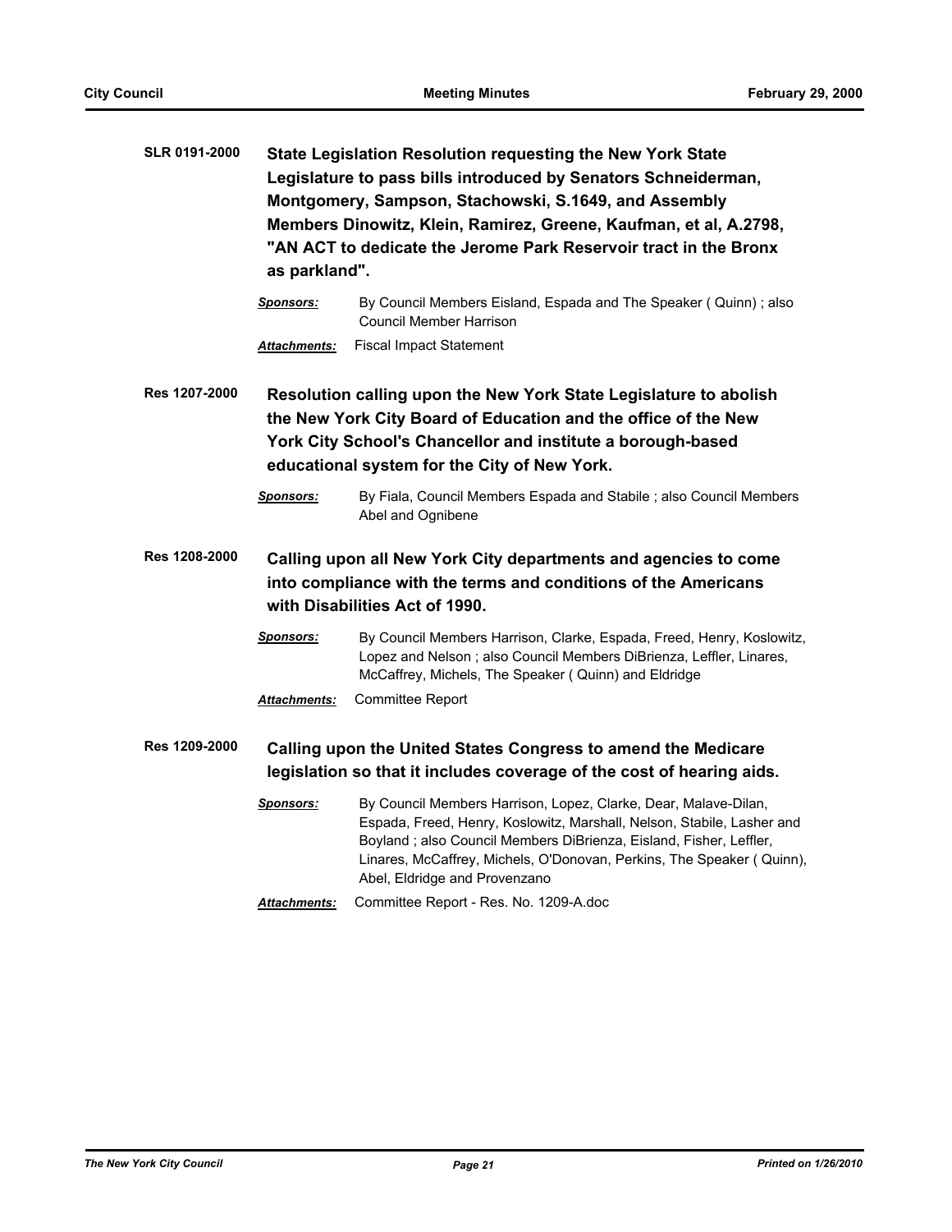**SLR 0191-2000** **State Legislation Resolution requesting the New York State Legislature to pass bills introduced by Senators Schneiderman, Montgomery, Sampson, Stachowski, S.1649, and Assembly Members Dinowitz, Klein, Ramirez, Greene, Kaufman, et al, A.2798, "AN ACT to dedicate the Jerome Park Reservoir tract in the Bronx as parkland".**

*__Sponsors:__* By Council Members Eisland, Espada and The Speaker ( Quinn) ; also Council Member Harrison

*__Attachments:__* Fiscal Impact Statement

**Res 1207-2000** **Resolution calling upon the New York State Legislature to abolish the New York City Board of Education and the office of the New York City School's Chancellor and institute a borough-based educational system for the City of New York.**

*__Sponsors:__* By Fiala, Council Members Espada and Stabile ; also Council Members Abel and Ognibene

**Res 1208-2000** **Calling upon all New York City departments and agencies to come into compliance with the terms and conditions of the Americans with Disabilities Act of 1990.**

*__Sponsors:__* By Council Members Harrison, Clarke, Espada, Freed, Henry, Koslowitz, Lopez and Nelson ; also Council Members DiBrienza, Leffler, Linares, McCaffrey, Michels, The Speaker ( Quinn) and Eldridge

*__Attachments:__* Committee Report

**Res 1209-2000** **Calling upon the United States Congress to amend the Medicare legislation so that it includes coverage of the cost of hearing aids.**

*__Sponsors:__* By Council Members Harrison, Lopez, Clarke, Dear, Malave-Dilan, Espada, Freed, Henry, Koslowitz, Marshall, Nelson, Stabile, Lasher and Boyland ; also Council Members DiBrienza, Eisland, Fisher, Leffler, Linares, McCaffrey, Michels, O'Donovan, Perkins, The Speaker ( Quinn), Abel, Eldridge and Provenzano

*__Attachments:__* Committee Report - Res. No. 1209-A.doc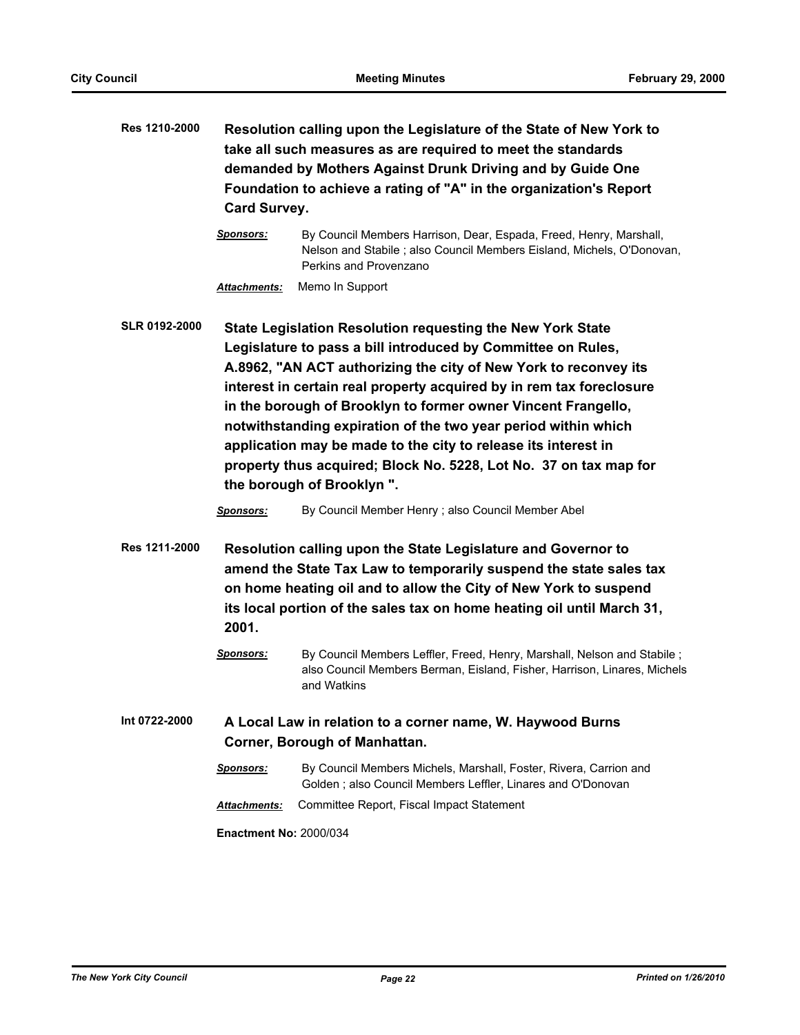**Res 1210-2000** **Resolution calling upon the Legislature of the State of New York to take all such measures as are required to meet the standards demanded by Mothers Against Drunk Driving and by Guide One Foundation to achieve a rating of "A" in the organization's Report Card Survey.**

*Sponsors:* By Council Members Harrison, Dear, Espada, Freed, Henry, Marshall, Nelson and Stabile ; also Council Members Eisland, Michels, O'Donovan, Perkins and Provenzano

*Attachments:* Memo In Support

**SLR 0192-2000** **State Legislation Resolution requesting the New York State Legislature to pass a bill introduced by Committee on Rules, A.8962, "AN ACT authorizing the city of New York to reconvey its interest in certain real property acquired by in rem tax foreclosure in the borough of Brooklyn to former owner Vincent Frangello, notwithstanding expiration of the two year period within which application may be made to the city to release its interest in property thus acquired; Block No. 5228, Lot No. 37 on tax map for the borough of Brooklyn ".**

*Sponsors:* By Council Member Henry ; also Council Member Abel

**Res 1211-2000** **Resolution calling upon the State Legislature and Governor to amend the State Tax Law to temporarily suspend the state sales tax on home heating oil and to allow the City of New York to suspend its local portion of the sales tax on home heating oil until March 31, 2001.**

*Sponsors:* By Council Members Leffler, Freed, Henry, Marshall, Nelson and Stabile ; also Council Members Berman, Eisland, Fisher, Harrison, Linares, Michels and Watkins

**Int 0722-2000** **A Local Law in relation to a corner name, W. Haywood Burns Corner, Borough of Manhattan.**

*Sponsors:* By Council Members Michels, Marshall, Foster, Rivera, Carrion and Golden ; also Council Members Leffler, Linares and O'Donovan

*Attachments:* Committee Report, Fiscal Impact Statement

**Enactment No:** 2000/034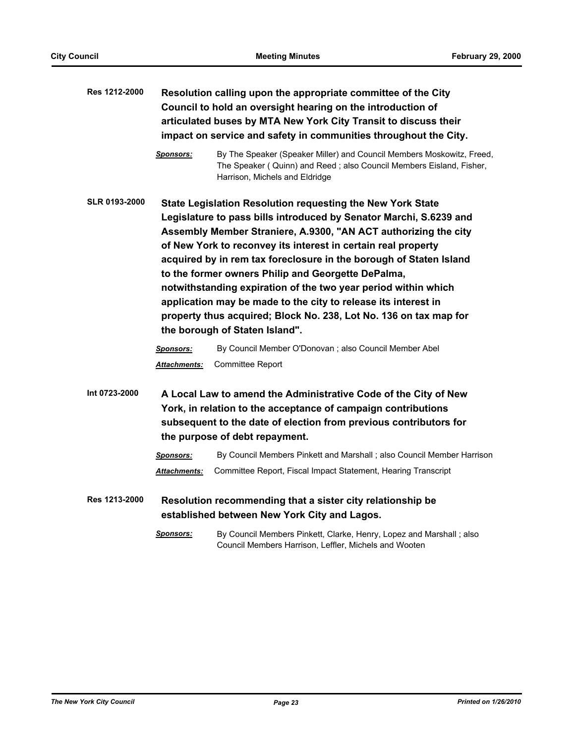**Res 1212-2000** **Resolution calling upon the appropriate committee of the City Council to hold an oversight hearing on the introduction of articulated buses by MTA New York City Transit to discuss their impact on service and safety in communities throughout the City.**

***Sponsors:*** By The Speaker (Speaker Miller) and Council Members Moskowitz, Freed, The Speaker ( Quinn) and Reed ; also Council Members Eisland, Fisher, Harrison, Michels and Eldridge

**SLR 0193-2000** **State Legislation Resolution requesting the New York State Legislature to pass bills introduced by Senator Marchi, S.6239 and Assembly Member Straniere, A.9300, "AN ACT authorizing the city of New York to reconvey its interest in certain real property acquired by in rem tax foreclosure in the borough of Staten Island to the former owners Philip and Georgette DePalma, notwithstanding expiration of the two year period within which application may be made to the city to release its interest in property thus acquired; Block No. 238, Lot No. 136 on tax map for the borough of Staten Island".**

***Sponsors:*** By Council Member O'Donovan ; also Council Member Abel

***Attachments:*** Committee Report

**Int 0723-2000** **A Local Law to amend the Administrative Code of the City of New York, in relation to the acceptance of campaign contributions subsequent to the date of election from previous contributors for the purpose of debt repayment.**

***Sponsors:*** By Council Members Pinkett and Marshall ; also Council Member Harrison

***Attachments:*** Committee Report, Fiscal Impact Statement, Hearing Transcript

**Res 1213-2000** **Resolution recommending that a sister city relationship be established between New York City and Lagos.**

***Sponsors:*** By Council Members Pinkett, Clarke, Henry, Lopez and Marshall ; also Council Members Harrison, Leffler, Michels and Wooten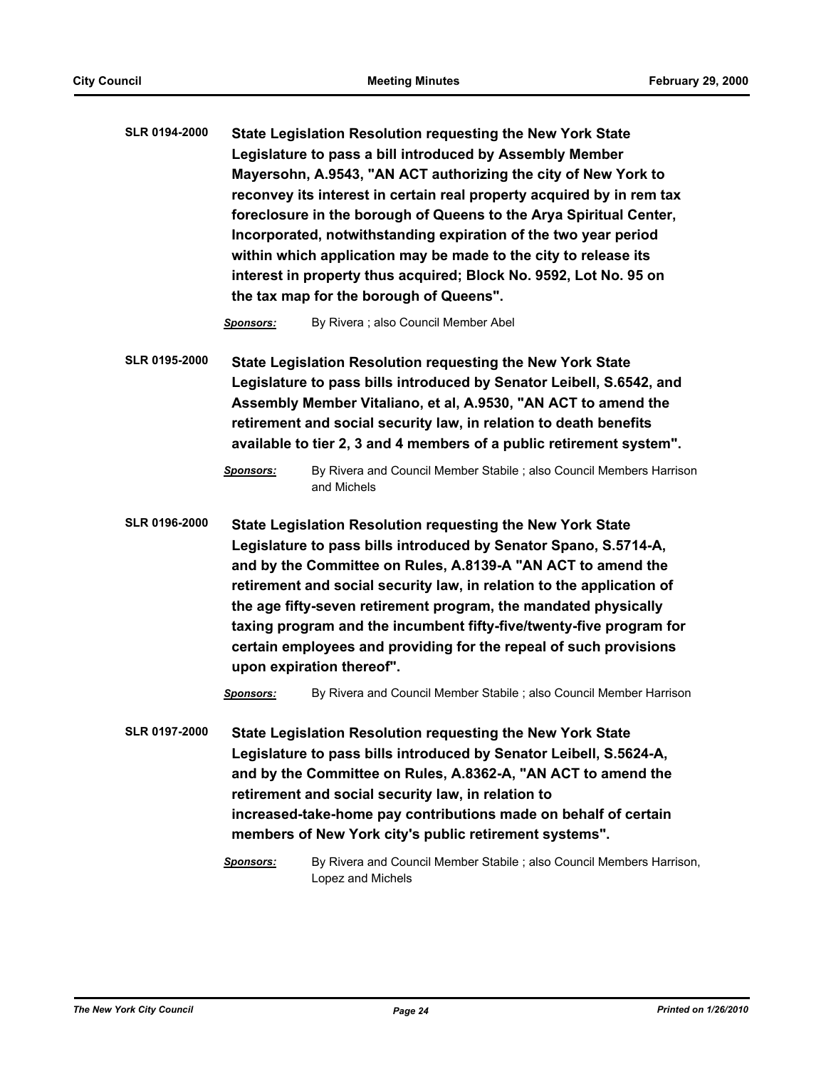**SLR 0194-2000** **State Legislation Resolution requesting the New York State Legislature to pass a bill introduced by Assembly Member Mayersohn, A.9543, "AN ACT authorizing the city of New York to reconvey its interest in certain real property acquired by in rem tax foreclosure in the borough of Queens to the Arya Spiritual Center, Incorporated, notwithstanding expiration of the two year period within which application may be made to the city to release its interest in property thus acquired; Block No. 9592, Lot No. 95 on the tax map for the borough of Queens".**

*Sponsors:* By Rivera ; also Council Member Abel

**SLR 0195-2000** **State Legislation Resolution requesting the New York State Legislature to pass bills introduced by Senator Leibell, S.6542, and Assembly Member Vitaliano, et al, A.9530, "AN ACT to amend the retirement and social security law, in relation to death benefits available to tier 2, 3 and 4 members of a public retirement system".**

*Sponsors:* By Rivera and Council Member Stabile ; also Council Members Harrison and Michels

**SLR 0196-2000** **State Legislation Resolution requesting the New York State Legislature to pass bills introduced by Senator Spano, S.5714-A, and by the Committee on Rules, A.8139-A "AN ACT to amend the retirement and social security law, in relation to the application of the age fifty-seven retirement program, the mandated physically taxing program and the incumbent fifty-five/twenty-five program for certain employees and providing for the repeal of such provisions upon expiration thereof".**

*Sponsors:* By Rivera and Council Member Stabile ; also Council Member Harrison

**SLR 0197-2000** **State Legislation Resolution requesting the New York State Legislature to pass bills introduced by Senator Leibell, S.5624-A, and by the Committee on Rules, A.8362-A, "AN ACT to amend the retirement and social security law, in relation to increased-take-home pay contributions made on behalf of certain members of New York city's public retirement systems".**

*Sponsors:* By Rivera and Council Member Stabile ; also Council Members Harrison, Lopez and Michels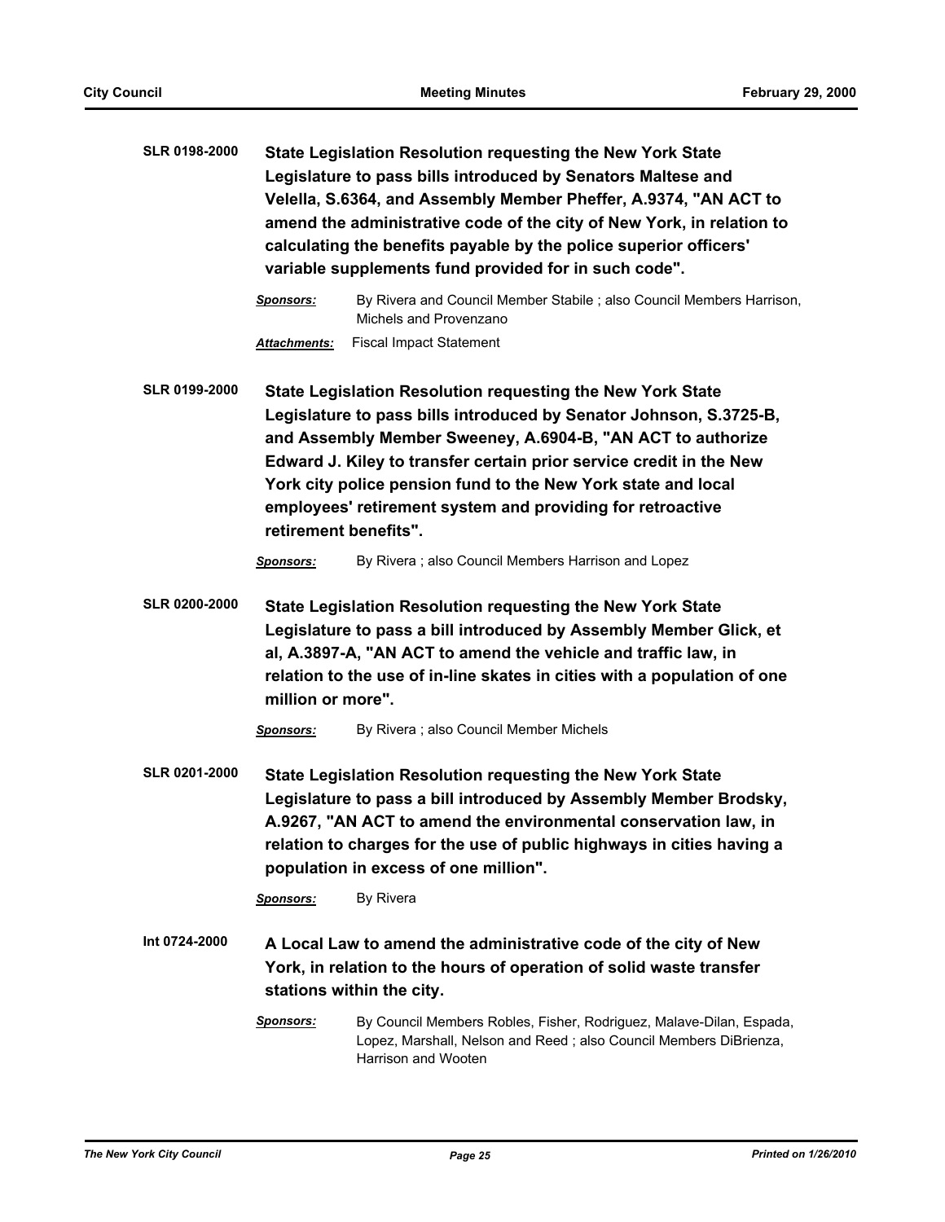**SLR 0198-2000** **State Legislation Resolution requesting the New York State Legislature to pass bills introduced by Senators Maltese and Velella, S.6364, and Assembly Member Pheffer, A.9374, "AN ACT to amend the administrative code of the city of New York, in relation to calculating the benefits payable by the police superior officers' variable supplements fund provided for in such code".**

*Sponsors:* By Rivera and Council Member Stabile ; also Council Members Harrison, Michels and Provenzano

*Attachments:* Fiscal Impact Statement

**SLR 0199-2000** **State Legislation Resolution requesting the New York State Legislature to pass bills introduced by Senator Johnson, S.3725-B, and Assembly Member Sweeney, A.6904-B, "AN ACT to authorize Edward J. Kiley to transfer certain prior service credit in the New York city police pension fund to the New York state and local employees' retirement system and providing for retroactive retirement benefits".**

*Sponsors:* By Rivera ; also Council Members Harrison and Lopez

**SLR 0200-2000** **State Legislation Resolution requesting the New York State Legislature to pass a bill introduced by Assembly Member Glick, et al, A.3897-A, "AN ACT to amend the vehicle and traffic law, in relation to the use of in-line skates in cities with a population of one million or more".**

*Sponsors:* By Rivera ; also Council Member Michels

**SLR 0201-2000** **State Legislation Resolution requesting the New York State Legislature to pass a bill introduced by Assembly Member Brodsky, A.9267, "AN ACT to amend the environmental conservation law, in relation to charges for the use of public highways in cities having a population in excess of one million".**

*Sponsors:* By Rivera

**Int 0724-2000** **A Local Law to amend the administrative code of the city of New York, in relation to the hours of operation of solid waste transfer stations within the city.**

*Sponsors:* By Council Members Robles, Fisher, Rodriguez, Malave-Dilan, Espada, Lopez, Marshall, Nelson and Reed ; also Council Members DiBrienza, Harrison and Wooten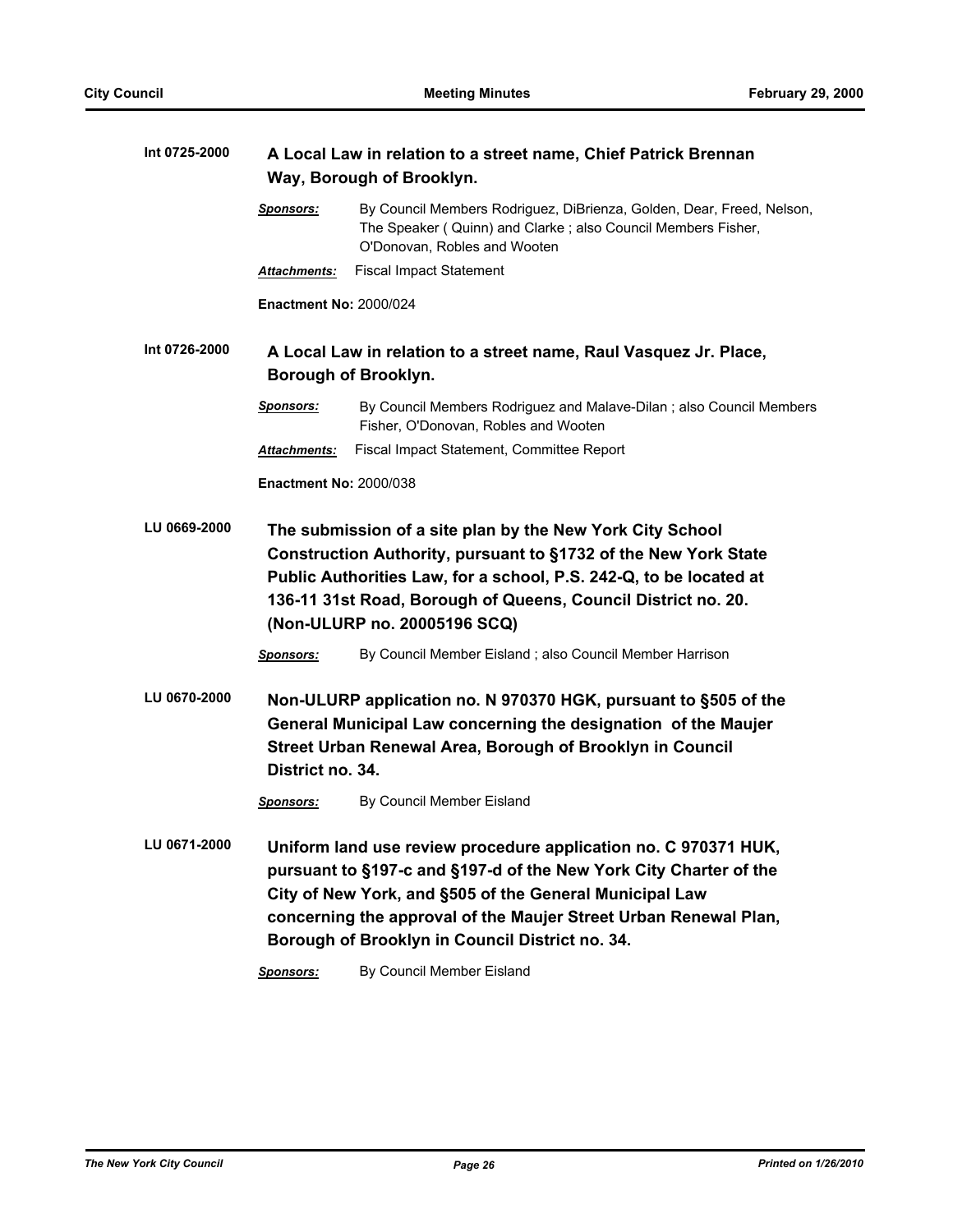**Int 0725-2000** **A Local Law in relation to a street name, Chief Patrick Brennan Way, Borough of Brooklyn.**

***Sponsors:*** By Council Members Rodriguez, DiBrienza, Golden, Dear, Freed, Nelson, The Speaker ( Quinn) and Clarke ; also Council Members Fisher, O'Donovan, Robles and Wooten

***Attachments:*** Fiscal Impact Statement

**Enactment No:** 2000/024

**Int 0726-2000** **A Local Law in relation to a street name, Raul Vasquez Jr. Place, Borough of Brooklyn.**

***Sponsors:*** By Council Members Rodriguez and Malave-Dilan ; also Council Members Fisher, O'Donovan, Robles and Wooten

***Attachments:*** Fiscal Impact Statement, Committee Report

**Enactment No:** 2000/038

**LU 0669-2000** **The submission of a site plan by the New York City School Construction Authority, pursuant to §1732 of the New York State Public Authorities Law, for a school, P.S. 242-Q, to be located at 136-11 31st Road, Borough of Queens, Council District no. 20. (Non-ULURP no. 20005196 SCQ)**

***Sponsors:*** By Council Member Eisland ; also Council Member Harrison

**LU 0670-2000** **Non-ULURP application no. N 970370 HGK, pursuant to §505 of the General Municipal Law concerning the designation of the Maujer Street Urban Renewal Area, Borough of Brooklyn in Council District no. 34.**

***Sponsors:*** By Council Member Eisland

**LU 0671-2000** **Uniform land use review procedure application no. C 970371 HUK, pursuant to §197-c and §197-d of the New York City Charter of the City of New York, and §505 of the General Municipal Law concerning the approval of the Maujer Street Urban Renewal Plan, Borough of Brooklyn in Council District no. 34.**

***Sponsors:*** By Council Member Eisland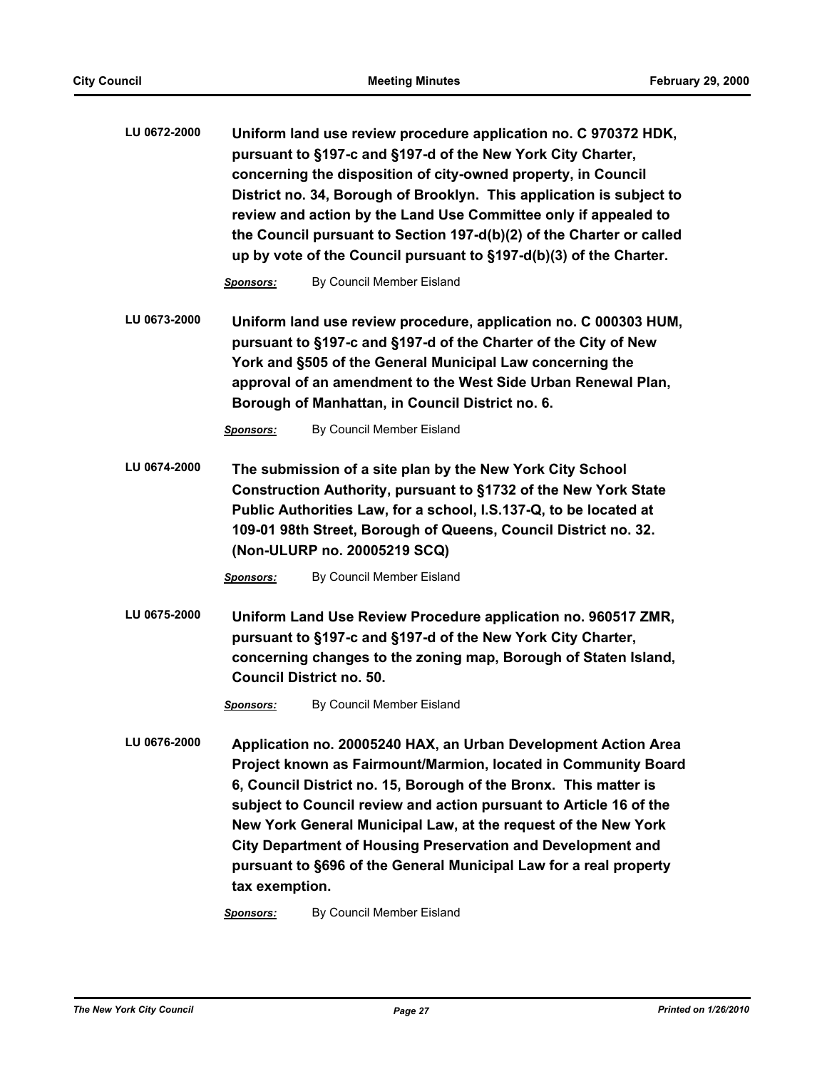**LU 0672-2000** **Uniform land use review procedure application no. C 970372 HDK, pursuant to §197-c and §197-d of the New York City Charter, concerning the disposition of city-owned property, in Council District no. 34, Borough of Brooklyn. This application is subject to review and action by the Land Use Committee only if appealed to the Council pursuant to Section 197-d(b)(2) of the Charter or called up by vote of the Council pursuant to §197-d(b)(3) of the Charter.**

*Sponsors:* By Council Member Eisland

**LU 0673-2000** **Uniform land use review procedure, application no. C 000303 HUM, pursuant to §197-c and §197-d of the Charter of the City of New York and §505 of the General Municipal Law concerning the approval of an amendment to the West Side Urban Renewal Plan, Borough of Manhattan, in Council District no. 6.**

*Sponsors:* By Council Member Eisland

**LU 0674-2000** **The submission of a site plan by the New York City School Construction Authority, pursuant to §1732 of the New York State Public Authorities Law, for a school, I.S.137-Q, to be located at 109-01 98th Street, Borough of Queens, Council District no. 32. (Non-ULURP no. 20005219 SCQ)**

*Sponsors:* By Council Member Eisland

**LU 0675-2000** **Uniform Land Use Review Procedure application no. 960517 ZMR, pursuant to §197-c and §197-d of the New York City Charter, concerning changes to the zoning map, Borough of Staten Island, Council District no. 50.**

*Sponsors:* By Council Member Eisland

**LU 0676-2000** **Application no. 20005240 HAX, an Urban Development Action Area Project known as Fairmount/Marmion, located in Community Board 6, Council District no. 15, Borough of the Bronx. This matter is subject to Council review and action pursuant to Article 16 of the New York General Municipal Law, at the request of the New York City Department of Housing Preservation and Development and pursuant to §696 of the General Municipal Law for a real property tax exemption.**

*Sponsors:* By Council Member Eisland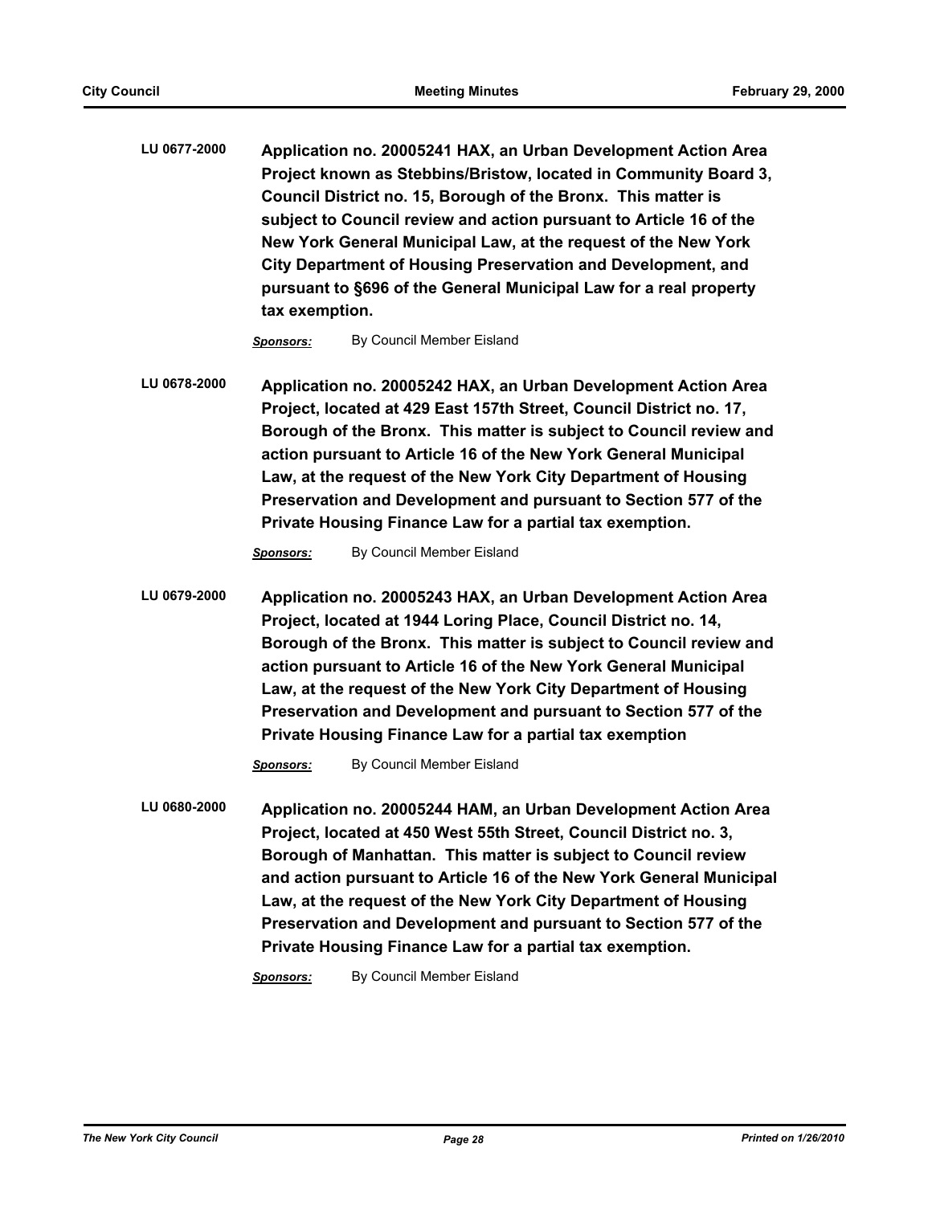**LU 0677-2000** **Application no. 20005241 HAX, an Urban Development Action Area Project known as Stebbins/Bristow, located in Community Board 3, Council District no. 15, Borough of the Bronx. This matter is subject to Council review and action pursuant to Article 16 of the New York General Municipal Law, at the request of the New York City Department of Housing Preservation and Development, and pursuant to §696 of the General Municipal Law for a real property tax exemption.**

***Sponsors:*** By Council Member Eisland

**LU 0678-2000** **Application no. 20005242 HAX, an Urban Development Action Area Project, located at 429 East 157th Street, Council District no. 17, Borough of the Bronx. This matter is subject to Council review and action pursuant to Article 16 of the New York General Municipal Law, at the request of the New York City Department of Housing Preservation and Development and pursuant to Section 577 of the Private Housing Finance Law for a partial tax exemption.**

***Sponsors:*** By Council Member Eisland

**LU 0679-2000** **Application no. 20005243 HAX, an Urban Development Action Area Project, located at 1944 Loring Place, Council District no. 14, Borough of the Bronx. This matter is subject to Council review and action pursuant to Article 16 of the New York General Municipal Law, at the request of the New York City Department of Housing Preservation and Development and pursuant to Section 577 of the Private Housing Finance Law for a partial tax exemption**

***Sponsors:*** By Council Member Eisland

**LU 0680-2000** **Application no. 20005244 HAM, an Urban Development Action Area Project, located at 450 West 55th Street, Council District no. 3, Borough of Manhattan. This matter is subject to Council review and action pursuant to Article 16 of the New York General Municipal Law, at the request of the New York City Department of Housing Preservation and Development and pursuant to Section 577 of the Private Housing Finance Law for a partial tax exemption.**

***Sponsors:*** By Council Member Eisland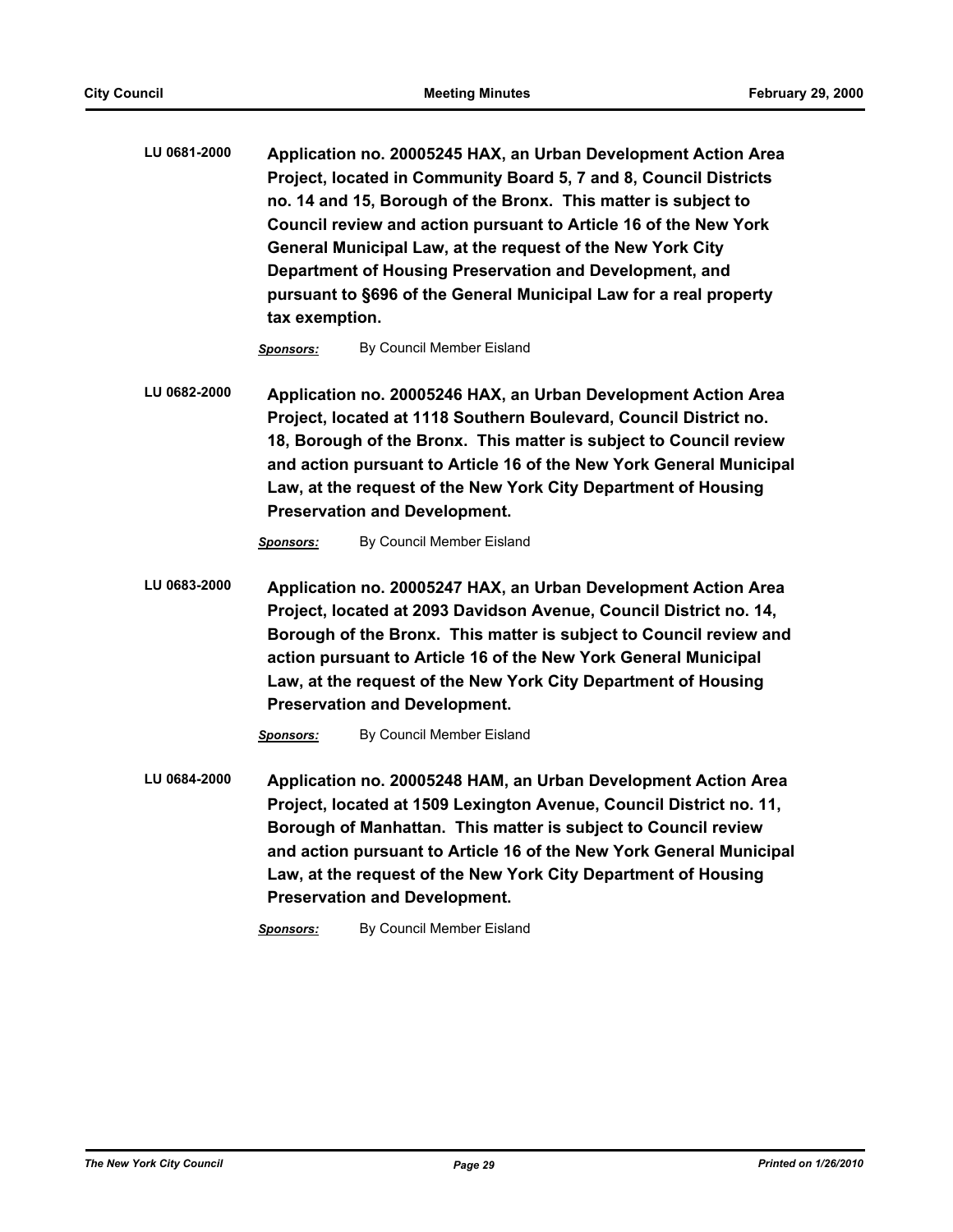**LU 0681-2000** **Application no. 20005245 HAX, an Urban Development Action Area Project, located in Community Board 5, 7 and 8, Council Districts no. 14 and 15, Borough of the Bronx. This matter is subject to Council review and action pursuant to Article 16 of the New York General Municipal Law, at the request of the New York City Department of Housing Preservation and Development, and pursuant to §696 of the General Municipal Law for a real property tax exemption.**

*Sponsors:* By Council Member Eisland

**LU 0682-2000** **Application no. 20005246 HAX, an Urban Development Action Area Project, located at 1118 Southern Boulevard, Council District no. 18, Borough of the Bronx. This matter is subject to Council review and action pursuant to Article 16 of the New York General Municipal Law, at the request of the New York City Department of Housing Preservation and Development.**

*Sponsors:* By Council Member Eisland

**LU 0683-2000** **Application no. 20005247 HAX, an Urban Development Action Area Project, located at 2093 Davidson Avenue, Council District no. 14, Borough of the Bronx. This matter is subject to Council review and action pursuant to Article 16 of the New York General Municipal Law, at the request of the New York City Department of Housing Preservation and Development.**

*Sponsors:* By Council Member Eisland

**LU 0684-2000** **Application no. 20005248 HAM, an Urban Development Action Area Project, located at 1509 Lexington Avenue, Council District no. 11, Borough of Manhattan. This matter is subject to Council review and action pursuant to Article 16 of the New York General Municipal Law, at the request of the New York City Department of Housing Preservation and Development.**

*Sponsors:* By Council Member Eisland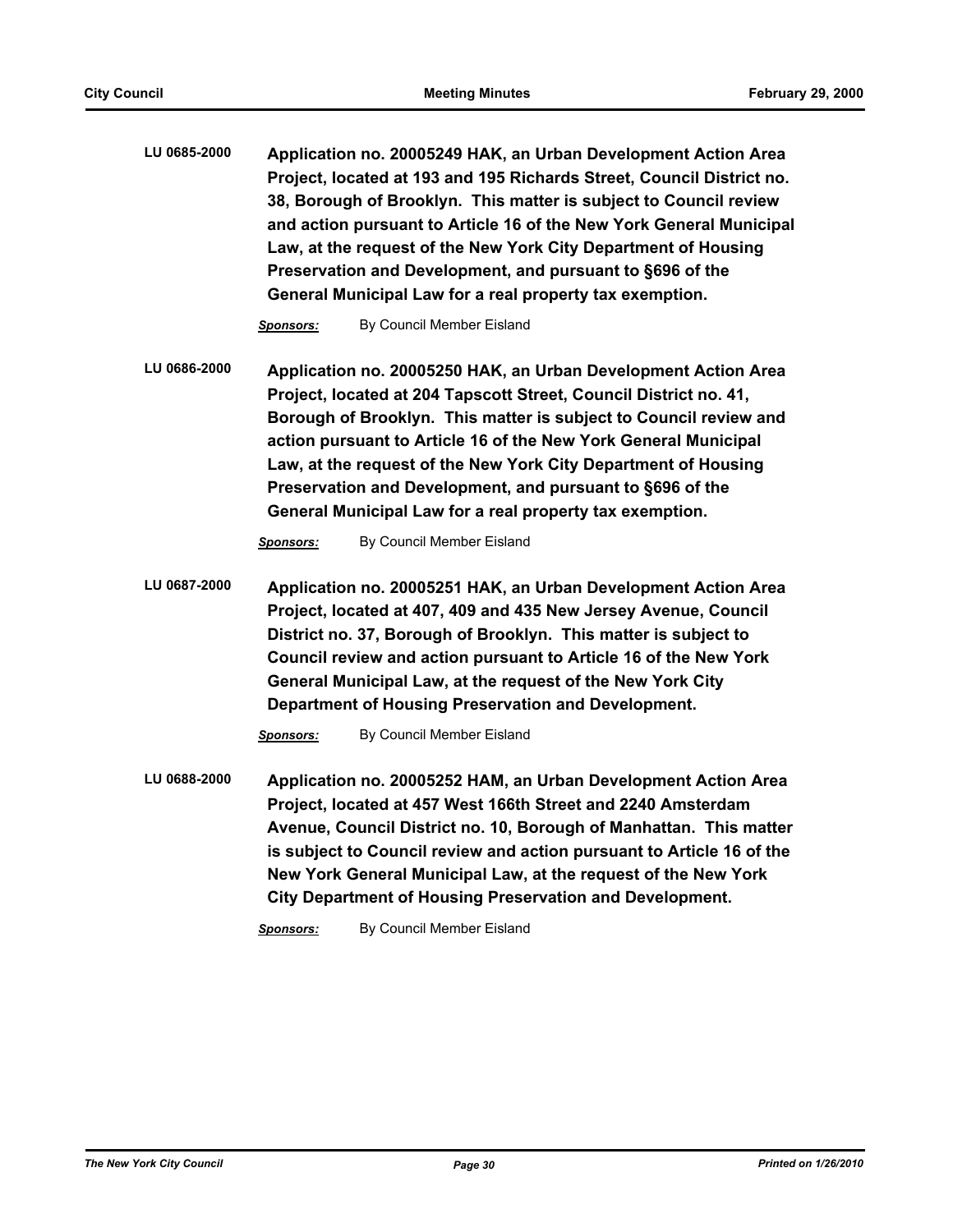**LU 0685-2000** **Application no. 20005249 HAK, an Urban Development Action Area Project, located at 193 and 195 Richards Street, Council District no. 38, Borough of Brooklyn. This matter is subject to Council review and action pursuant to Article 16 of the New York General Municipal Law, at the request of the New York City Department of Housing Preservation and Development, and pursuant to §696 of the General Municipal Law for a real property tax exemption.**

***Sponsors:*** By Council Member Eisland

**LU 0686-2000** **Application no. 20005250 HAK, an Urban Development Action Area Project, located at 204 Tapscott Street, Council District no. 41, Borough of Brooklyn. This matter is subject to Council review and action pursuant to Article 16 of the New York General Municipal Law, at the request of the New York City Department of Housing Preservation and Development, and pursuant to §696 of the General Municipal Law for a real property tax exemption.**

***Sponsors:*** By Council Member Eisland

**LU 0687-2000** **Application no. 20005251 HAK, an Urban Development Action Area Project, located at 407, 409 and 435 New Jersey Avenue, Council District no. 37, Borough of Brooklyn. This matter is subject to Council review and action pursuant to Article 16 of the New York General Municipal Law, at the request of the New York City Department of Housing Preservation and Development.**

***Sponsors:*** By Council Member Eisland

**LU 0688-2000** **Application no. 20005252 HAM, an Urban Development Action Area Project, located at 457 West 166th Street and 2240 Amsterdam Avenue, Council District no. 10, Borough of Manhattan. This matter is subject to Council review and action pursuant to Article 16 of the New York General Municipal Law, at the request of the New York City Department of Housing Preservation and Development.**

***Sponsors:*** By Council Member Eisland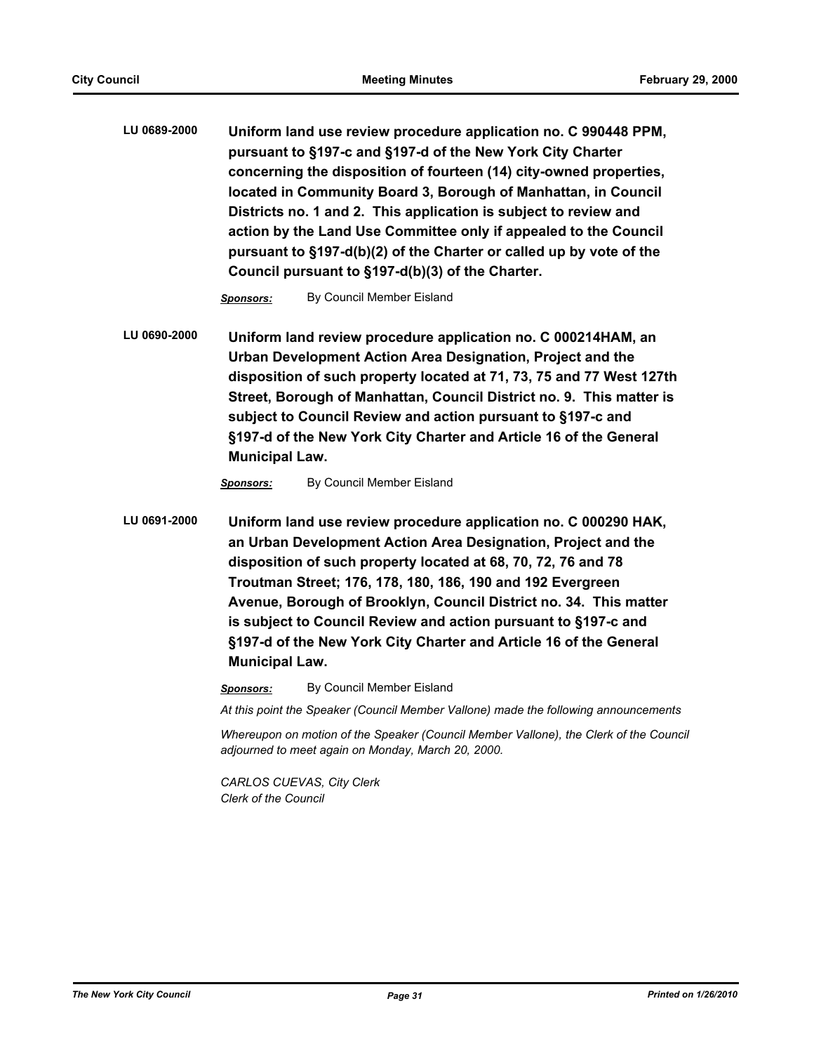**LU 0689-2000** **Uniform land use review procedure application no. C 990448 PPM, pursuant to §197-c and §197-d of the New York City Charter concerning the disposition of fourteen (14) city-owned properties, located in Community Board 3, Borough of Manhattan, in Council Districts no. 1 and 2. This application is subject to review and action by the Land Use Committee only if appealed to the Council pursuant to §197-d(b)(2) of the Charter or called up by vote of the Council pursuant to §197-d(b)(3) of the Charter.**

***Sponsors:*** By Council Member Eisland

**LU 0690-2000** **Uniform land review procedure application no. C 000214HAM, an Urban Development Action Area Designation, Project and the disposition of such property located at 71, 73, 75 and 77 West 127th Street, Borough of Manhattan, Council District no. 9. This matter is subject to Council Review and action pursuant to §197-c and §197-d of the New York City Charter and Article 16 of the General Municipal Law.**

***Sponsors:*** By Council Member Eisland

**LU 0691-2000** **Uniform land use review procedure application no. C 000290 HAK, an Urban Development Action Area Designation, Project and the disposition of such property located at 68, 70, 72, 76 and 78 Troutman Street; 176, 178, 180, 186, 190 and 192 Evergreen Avenue, Borough of Brooklyn, Council District no. 34. This matter is subject to Council Review and action pursuant to §197-c and §197-d of the New York City Charter and Article 16 of the General Municipal Law.**

***Sponsors:*** By Council Member Eisland

*At this point the Speaker (Council Member Vallone) made the following announcements*

*Whereupon on motion of the Speaker (Council Member Vallone), the Clerk of the Council adjourned to meet again on Monday, March 20, 2000.*

*CARLOS CUEVAS, City Clerk*
*Clerk of the Council*